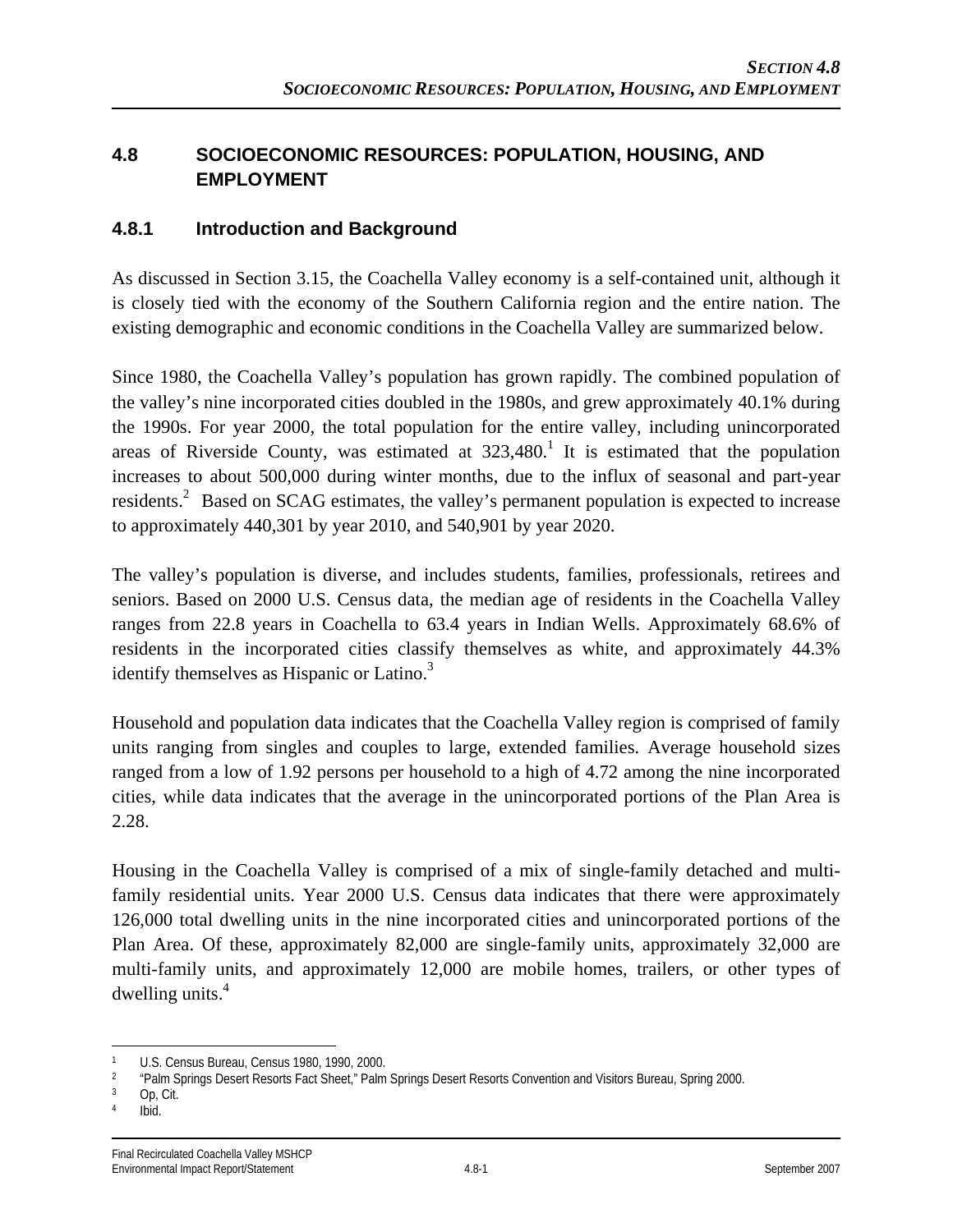## 4.8 SOCIOECONOMIC RESOURCES: POPULATION, HOUSING, AND EMPLOYMENT

### 4.8.1 Introduction and Background

As discussed in Section 3.15, the Coachella Valley economy is a self-contained unit, although it is closely tied with the economy of the Southern California region and the entire nation. The existing demographic and economic conditions in the Coachella Valley are summarized below.

Since 1980, the Coachella Valley's population has grown rapidly. The combined population of the valley's nine incorporated cities doubled in the 1980s, and grew approximately 40.1% during the 1990s. For year 2000, the total population for the entire valley, including unincorporated areas of Riverside County, was estimated at 323,480.[1] It is estimated that the population increases to about 500,000 during winter months, due to the influx of seasonal and part-year residents.[2] Based on SCAG estimates, the valley's permanent population is expected to increase to approximately 440,301 by year 2010, and 540,901 by year 2020.

The valley's population is diverse, and includes students, families, professionals, retirees and seniors. Based on 2000 U.S. Census data, the median age of residents in the Coachella Valley ranges from 22.8 years in Coachella to 63.4 years in Indian Wells. Approximately 68.6% of residents in the incorporated cities classify themselves as white, and approximately 44.3% identify themselves as Hispanic or Latino.[3]

Household and population data indicates that the Coachella Valley region is comprised of family units ranging from singles and couples to large, extended families. Average household sizes ranged from a low of 1.92 persons per household to a high of 4.72 among the nine incorporated cities, while data indicates that the average in the unincorporated portions of the Plan Area is 2.28.

Housing in the Coachella Valley is comprised of a mix of single-family detached and multi-family residential units. Year 2000 U.S. Census data indicates that there were approximately 126,000 total dwelling units in the nine incorporated cities and unincorporated portions of the Plan Area. Of these, approximately 82,000 are single-family units, approximately 32,000 are multi-family units, and approximately 12,000 are mobile homes, trailers, or other types of dwelling units.[4]

---

[1] U.S. Census Bureau, Census 1980, 1990, 2000.

[2] "Palm Springs Desert Resorts Fact Sheet," Palm Springs Desert Resorts Convention and Visitors Bureau, Spring 2000.

[3] Op, Cit.

[4] Ibid.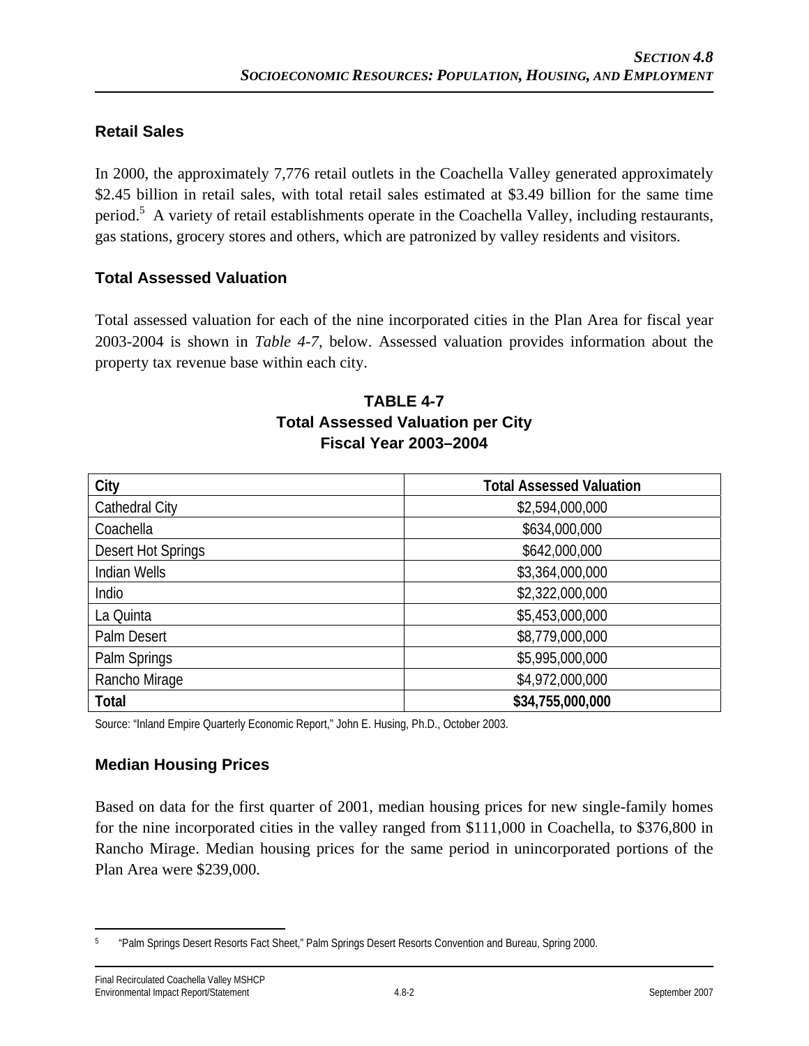## Retail Sales

In 2000, the approximately 7,776 retail outlets in the Coachella Valley generated approximately \$2.45 billion in retail sales, with total retail sales estimated at \$3.49 billion for the same time period.[5] A variety of retail establishments operate in the Coachella Valley, including restaurants, gas stations, grocery stores and others, which are patronized by valley residents and visitors.

## Total Assessed Valuation

Total assessed valuation for each of the nine incorporated cities in the Plan Area for fiscal year 2003-2004 is shown in *Table 4-7*, below. Assessed valuation provides information about the property tax revenue base within each city.

**TABLE 4-7**
**Total Assessed Valuation per City**
**Fiscal Year 2003–2004**

| City | Total Assessed Valuation |
|---|---|
| Cathedral City | \$2,594,000,000 |
| Coachella | \$634,000,000 |
| Desert Hot Springs | \$642,000,000 |
| Indian Wells | \$3,364,000,000 |
| Indio | \$2,322,000,000 |
| La Quinta | \$5,453,000,000 |
| Palm Desert | \$8,779,000,000 |
| Palm Springs | \$5,995,000,000 |
| Rancho Mirage | \$4,972,000,000 |
| **Total** | **\$34,755,000,000** |

Source: "Inland Empire Quarterly Economic Report," John E. Husing, Ph.D., October 2003.

## Median Housing Prices

Based on data for the first quarter of 2001, median housing prices for new single-family homes for the nine incorporated cities in the valley ranged from \$111,000 in Coachella, to \$376,800 in Rancho Mirage. Median housing prices for the same period in unincorporated portions of the Plan Area were \$239,000.

---

[5] "Palm Springs Desert Resorts Fact Sheet," Palm Springs Desert Resorts Convention and Bureau, Spring 2000.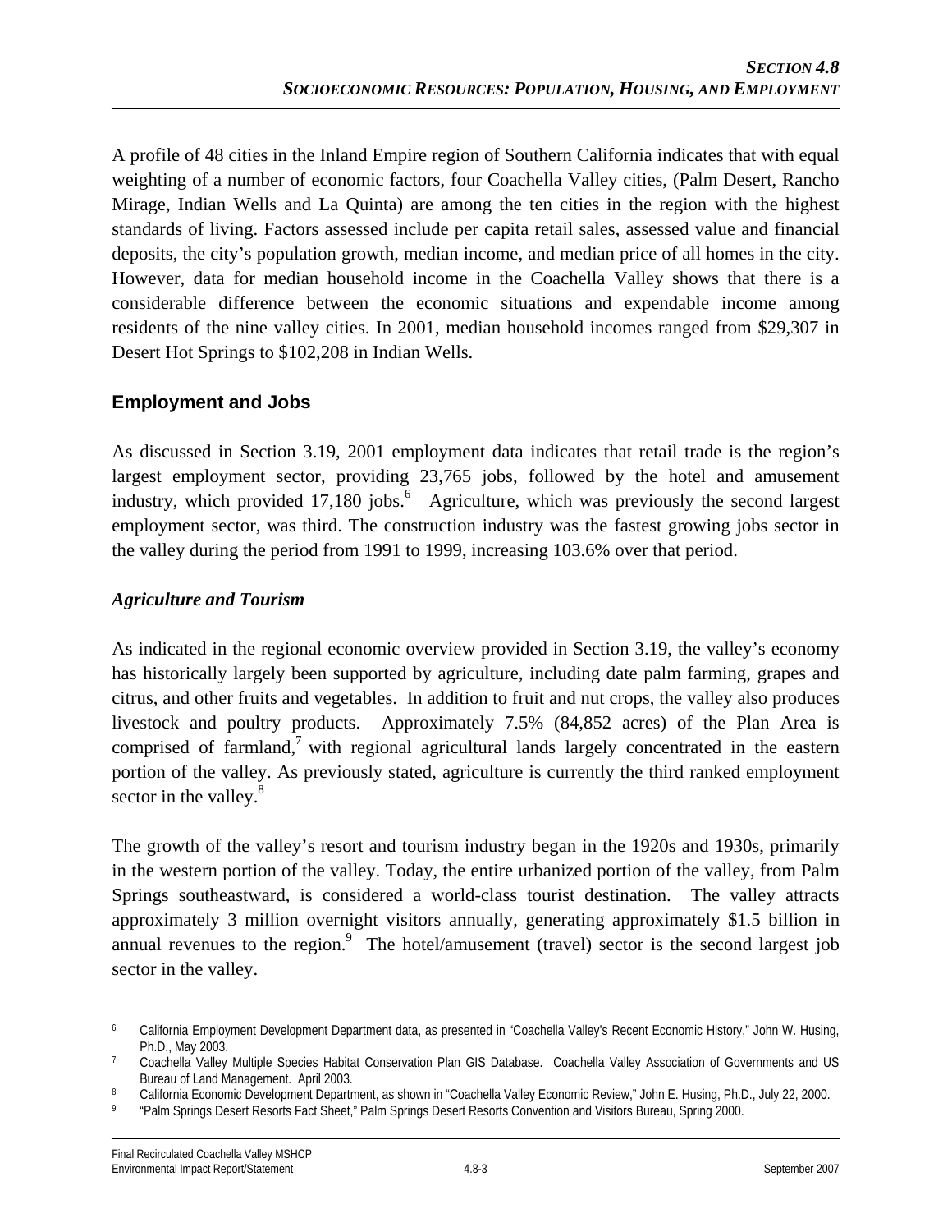A profile of 48 cities in the Inland Empire region of Southern California indicates that with equal weighting of a number of economic factors, four Coachella Valley cities, (Palm Desert, Rancho Mirage, Indian Wells and La Quinta) are among the ten cities in the region with the highest standards of living. Factors assessed include per capita retail sales, assessed value and financial deposits, the city's population growth, median income, and median price of all homes in the city. However, data for median household income in the Coachella Valley shows that there is a considerable difference between the economic situations and expendable income among residents of the nine valley cities. In 2001, median household incomes ranged from $29,307 in Desert Hot Springs to $102,208 in Indian Wells.

## Employment and Jobs

As discussed in Section 3.19, 2001 employment data indicates that retail trade is the region's largest employment sector, providing 23,765 jobs, followed by the hotel and amusement industry, which provided 17,180 jobs.[6] Agriculture, which was previously the second largest employment sector, was third. The construction industry was the fastest growing jobs sector in the valley during the period from 1991 to 1999, increasing 103.6% over that period.

### *Agriculture and Tourism*

As indicated in the regional economic overview provided in Section 3.19, the valley's economy has historically largely been supported by agriculture, including date palm farming, grapes and citrus, and other fruits and vegetables. In addition to fruit and nut crops, the valley also produces livestock and poultry products. Approximately 7.5% (84,852 acres) of the Plan Area is comprised of farmland,[7] with regional agricultural lands largely concentrated in the eastern portion of the valley. As previously stated, agriculture is currently the third ranked employment sector in the valley.[8]

The growth of the valley's resort and tourism industry began in the 1920s and 1930s, primarily in the western portion of the valley. Today, the entire urbanized portion of the valley, from Palm Springs southeastward, is considered a world-class tourist destination. The valley attracts approximately 3 million overnight visitors annually, generating approximately $1.5 billion in annual revenues to the region.[9] The hotel/amusement (travel) sector is the second largest job sector in the valley.

---

[6] California Employment Development Department data, as presented in "Coachella Valley's Recent Economic History," John W. Husing, Ph.D., May 2003.

[7] Coachella Valley Multiple Species Habitat Conservation Plan GIS Database. Coachella Valley Association of Governments and US Bureau of Land Management. April 2003.

[8] California Economic Development Department, as shown in "Coachella Valley Economic Review," John E. Husing, Ph.D., July 22, 2000.

[9] "Palm Springs Desert Resorts Fact Sheet," Palm Springs Desert Resorts Convention and Visitors Bureau, Spring 2000.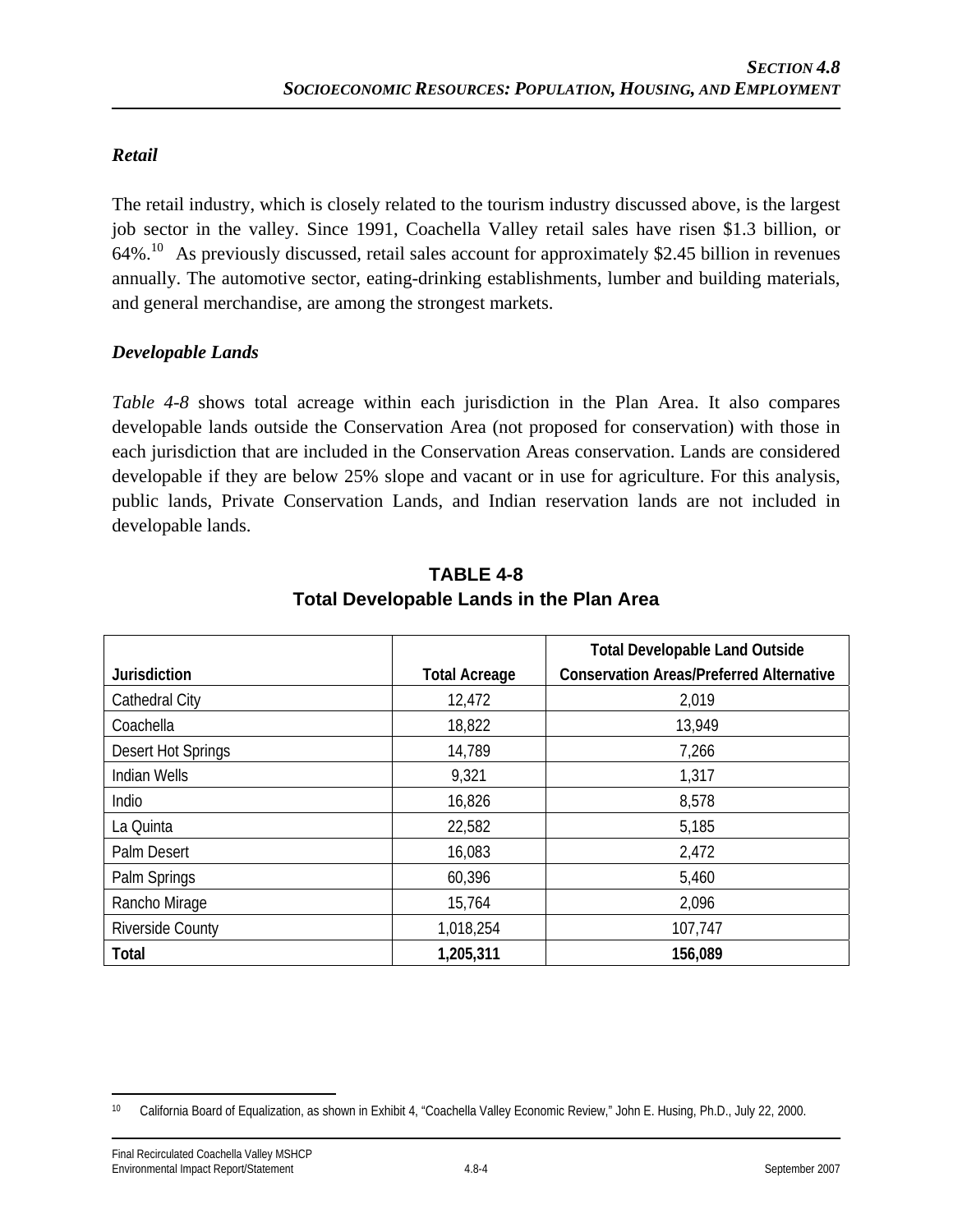### *Retail*

The retail industry, which is closely related to the tourism industry discussed above, is the largest job sector in the valley. Since 1991, Coachella Valley retail sales have risen $1.3 billion, or 64%.[10] As previously discussed, retail sales account for approximately $2.45 billion in revenues annually. The automotive sector, eating-drinking establishments, lumber and building materials, and general merchandise, are among the strongest markets.

### *Developable Lands*

*Table 4-8* shows total acreage within each jurisdiction in the Plan Area. It also compares developable lands outside the Conservation Area (not proposed for conservation) with those in each jurisdiction that are included in the Conservation Areas conservation. Lands are considered developable if they are below 25% slope and vacant or in use for agriculture. For this analysis, public lands, Private Conservation Lands, and Indian reservation lands are not included in developable lands.

**TABLE 4-8**
**Total Developable Lands in the Plan Area**

| Jurisdiction | Total Acreage | Total Developable Land Outside Conservation Areas/Preferred Alternative |
|---|---|---|
| Cathedral City | 12,472 | 2,019 |
| Coachella | 18,822 | 13,949 |
| Desert Hot Springs | 14,789 | 7,266 |
| Indian Wells | 9,321 | 1,317 |
| Indio | 16,826 | 8,578 |
| La Quinta | 22,582 | 5,185 |
| Palm Desert | 16,083 | 2,472 |
| Palm Springs | 60,396 | 5,460 |
| Rancho Mirage | 15,764 | 2,096 |
| Riverside County | 1,018,254 | 107,747 |
| **Total** | **1,205,311** | **156,089** |

[10] California Board of Equalization, as shown in Exhibit 4, "Coachella Valley Economic Review," John E. Husing, Ph.D., July 22, 2000.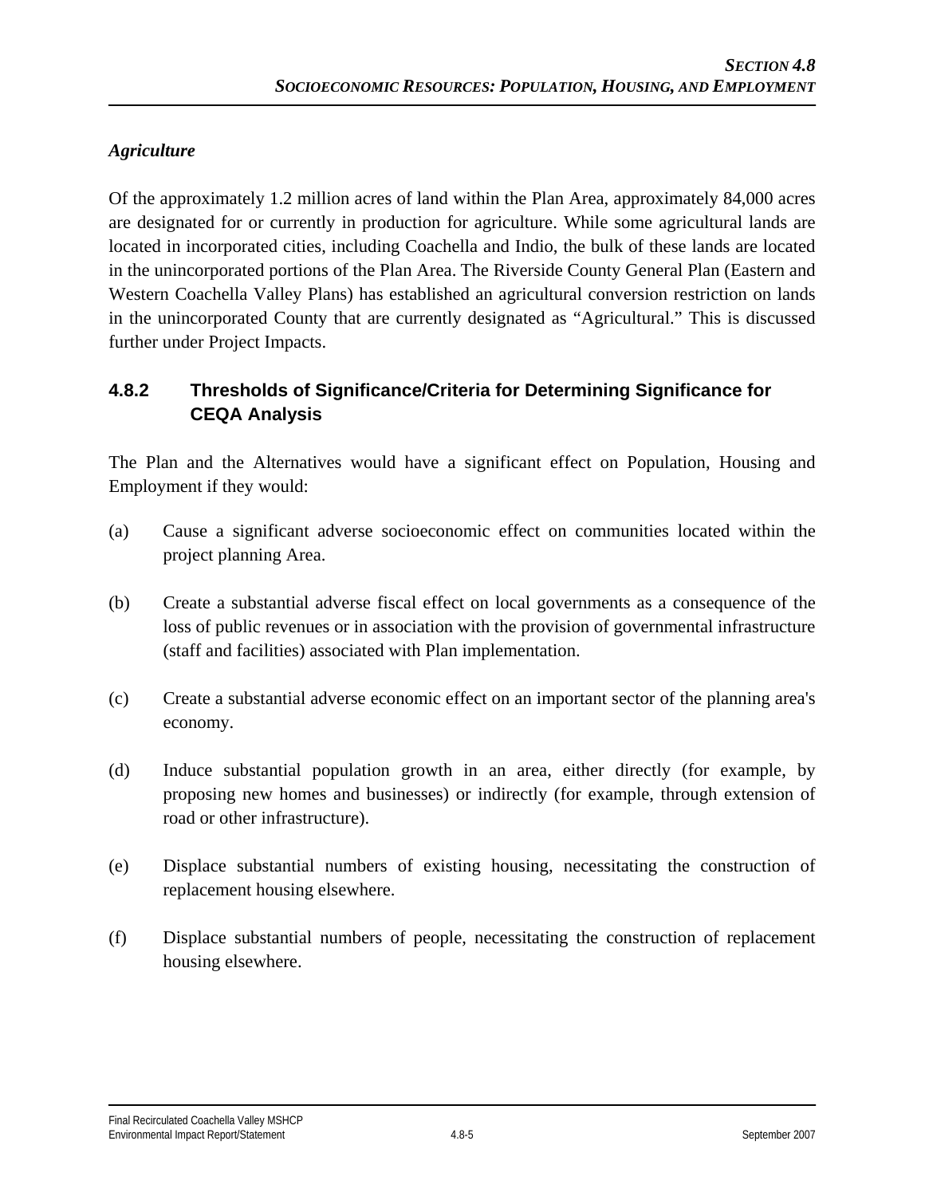*Agriculture*

Of the approximately 1.2 million acres of land within the Plan Area, approximately 84,000 acres are designated for or currently in production for agriculture. While some agricultural lands are located in incorporated cities, including Coachella and Indio, the bulk of these lands are located in the unincorporated portions of the Plan Area. The Riverside County General Plan (Eastern and Western Coachella Valley Plans) has established an agricultural conversion restriction on lands in the unincorporated County that are currently designated as “Agricultural.” This is discussed further under Project Impacts.

## 4.8.2 Thresholds of Significance/Criteria for Determining Significance for CEQA Analysis

The Plan and the Alternatives would have a significant effect on Population, Housing and Employment if they would:

(a) Cause a significant adverse socioeconomic effect on communities located within the project planning Area.

(b) Create a substantial adverse fiscal effect on local governments as a consequence of the loss of public revenues or in association with the provision of governmental infrastructure (staff and facilities) associated with Plan implementation.

(c) Create a substantial adverse economic effect on an important sector of the planning area's economy.

(d) Induce substantial population growth in an area, either directly (for example, by proposing new homes and businesses) or indirectly (for example, through extension of road or other infrastructure).

(e) Displace substantial numbers of existing housing, necessitating the construction of replacement housing elsewhere.

(f) Displace substantial numbers of people, necessitating the construction of replacement housing elsewhere.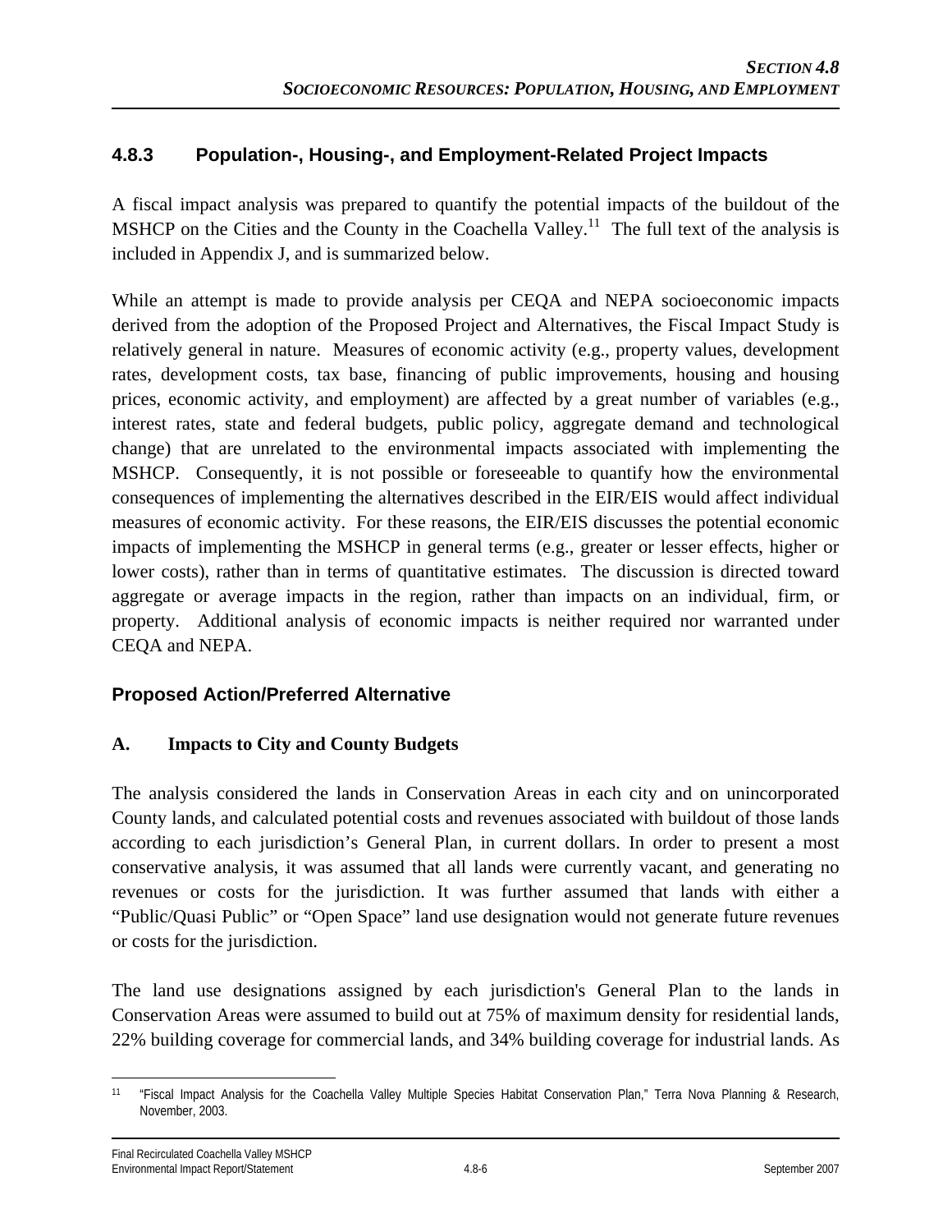### 4.8.3 Population-, Housing-, and Employment-Related Project Impacts

A fiscal impact analysis was prepared to quantify the potential impacts of the buildout of the MSHCP on the Cities and the County in the Coachella Valley.[11] The full text of the analysis is included in Appendix J, and is summarized below.

While an attempt is made to provide analysis per CEQA and NEPA socioeconomic impacts derived from the adoption of the Proposed Project and Alternatives, the Fiscal Impact Study is relatively general in nature. Measures of economic activity (e.g., property values, development rates, development costs, tax base, financing of public improvements, housing and housing prices, economic activity, and employment) are affected by a great number of variables (e.g., interest rates, state and federal budgets, public policy, aggregate demand and technological change) that are unrelated to the environmental impacts associated with implementing the MSHCP. Consequently, it is not possible or foreseeable to quantify how the environmental consequences of implementing the alternatives described in the EIR/EIS would affect individual measures of economic activity. For these reasons, the EIR/EIS discusses the potential economic impacts of implementing the MSHCP in general terms (e.g., greater or lesser effects, higher or lower costs), rather than in terms of quantitative estimates. The discussion is directed toward aggregate or average impacts in the region, rather than impacts on an individual, firm, or property. Additional analysis of economic impacts is neither required nor warranted under CEQA and NEPA.

### Proposed Action/Preferred Alternative

#### A. Impacts to City and County Budgets

The analysis considered the lands in Conservation Areas in each city and on unincorporated County lands, and calculated potential costs and revenues associated with buildout of those lands according to each jurisdiction's General Plan, in current dollars. In order to present a most conservative analysis, it was assumed that all lands were currently vacant, and generating no revenues or costs for the jurisdiction. It was further assumed that lands with either a "Public/Quasi Public" or "Open Space" land use designation would not generate future revenues or costs for the jurisdiction.

The land use designations assigned by each jurisdiction's General Plan to the lands in Conservation Areas were assumed to build out at 75% of maximum density for residential lands, 22% building coverage for commercial lands, and 34% building coverage for industrial lands. As

---

[11] "Fiscal Impact Analysis for the Coachella Valley Multiple Species Habitat Conservation Plan," Terra Nova Planning & Research, November, 2003.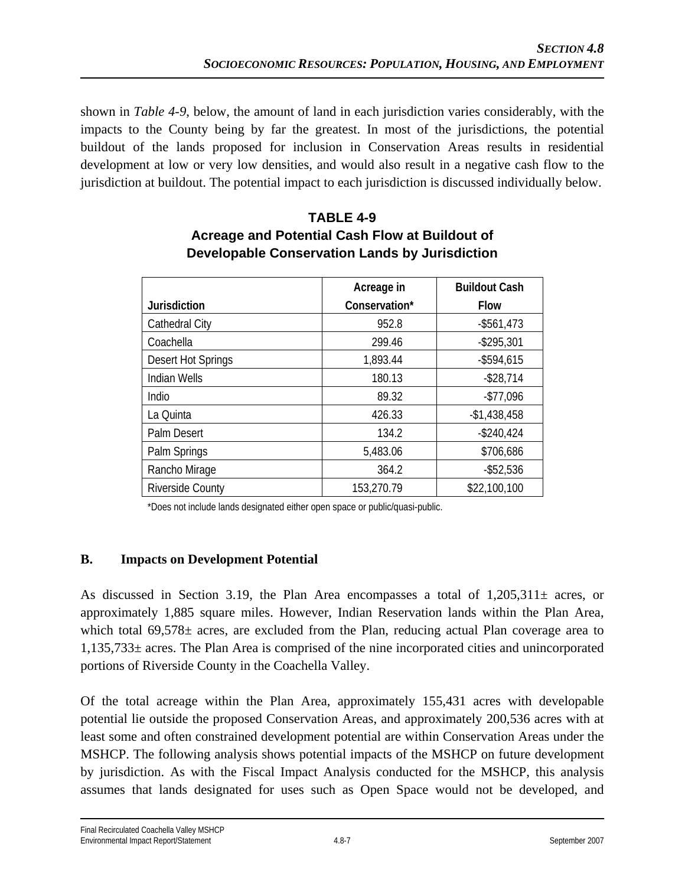shown in *Table 4-9*, below, the amount of land in each jurisdiction varies considerably, with the impacts to the County being by far the greatest. In most of the jurisdictions, the potential buildout of the lands proposed for inclusion in Conservation Areas results in residential development at low or very low densities, and would also result in a negative cash flow to the jurisdiction at buildout. The potential impact to each jurisdiction is discussed individually below.

**TABLE 4-9**
**Acreage and Potential Cash Flow at Buildout of Developable Conservation Lands by Jurisdiction**

| Jurisdiction | Acreage in Conservation* | Buildout Cash Flow |
|---|---|---|
| Cathedral City | 952.8 | -$561,473 |
| Coachella | 299.46 | -$295,301 |
| Desert Hot Springs | 1,893.44 | -$594,615 |
| Indian Wells | 180.13 | -$28,714 |
| Indio | 89.32 | -$77,096 |
| La Quinta | 426.33 | -$1,438,458 |
| Palm Desert | 134.2 | -$240,424 |
| Palm Springs | 5,483.06 | $706,686 |
| Rancho Mirage | 364.2 | -$52,536 |
| Riverside County | 153,270.79 | $22,100,100 |

*Does not include lands designated either open space or public/quasi-public.

## B. Impacts on Development Potential

As discussed in Section 3.19, the Plan Area encompasses a total of 1,205,311± acres, or approximately 1,885 square miles. However, Indian Reservation lands within the Plan Area, which total 69,578± acres, are excluded from the Plan, reducing actual Plan coverage area to 1,135,733± acres. The Plan Area is comprised of the nine incorporated cities and unincorporated portions of Riverside County in the Coachella Valley.

Of the total acreage within the Plan Area, approximately 155,431 acres with developable potential lie outside the proposed Conservation Areas, and approximately 200,536 acres with at least some and often constrained development potential are within Conservation Areas under the MSHCP. The following analysis shows potential impacts of the MSHCP on future development by jurisdiction. As with the Fiscal Impact Analysis conducted for the MSHCP, this analysis assumes that lands designated for uses such as Open Space would not be developed, and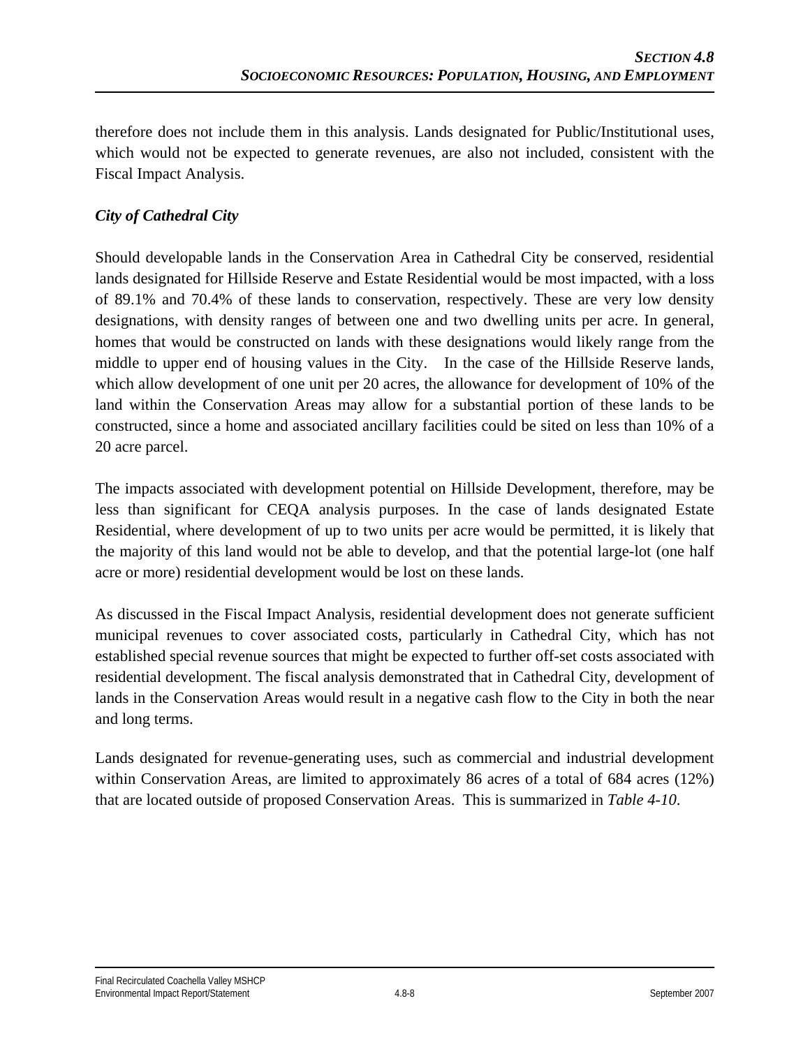therefore does not include them in this analysis. Lands designated for Public/Institutional uses, which would not be expected to generate revenues, are also not included, consistent with the Fiscal Impact Analysis.

### *City of Cathedral City*

Should developable lands in the Conservation Area in Cathedral City be conserved, residential lands designated for Hillside Reserve and Estate Residential would be most impacted, with a loss of 89.1% and 70.4% of these lands to conservation, respectively. These are very low density designations, with density ranges of between one and two dwelling units per acre. In general, homes that would be constructed on lands with these designations would likely range from the middle to upper end of housing values in the City. In the case of the Hillside Reserve lands, which allow development of one unit per 20 acres, the allowance for development of 10% of the land within the Conservation Areas may allow for a substantial portion of these lands to be constructed, since a home and associated ancillary facilities could be sited on less than 10% of a 20 acre parcel.

The impacts associated with development potential on Hillside Development, therefore, may be less than significant for CEQA analysis purposes. In the case of lands designated Estate Residential, where development of up to two units per acre would be permitted, it is likely that the majority of this land would not be able to develop, and that the potential large-lot (one half acre or more) residential development would be lost on these lands.

As discussed in the Fiscal Impact Analysis, residential development does not generate sufficient municipal revenues to cover associated costs, particularly in Cathedral City, which has not established special revenue sources that might be expected to further off-set costs associated with residential development. The fiscal analysis demonstrated that in Cathedral City, development of lands in the Conservation Areas would result in a negative cash flow to the City in both the near and long terms.

Lands designated for revenue-generating uses, such as commercial and industrial development within Conservation Areas, are limited to approximately 86 acres of a total of 684 acres (12%) that are located outside of proposed Conservation Areas. This is summarized in *Table 4-10*.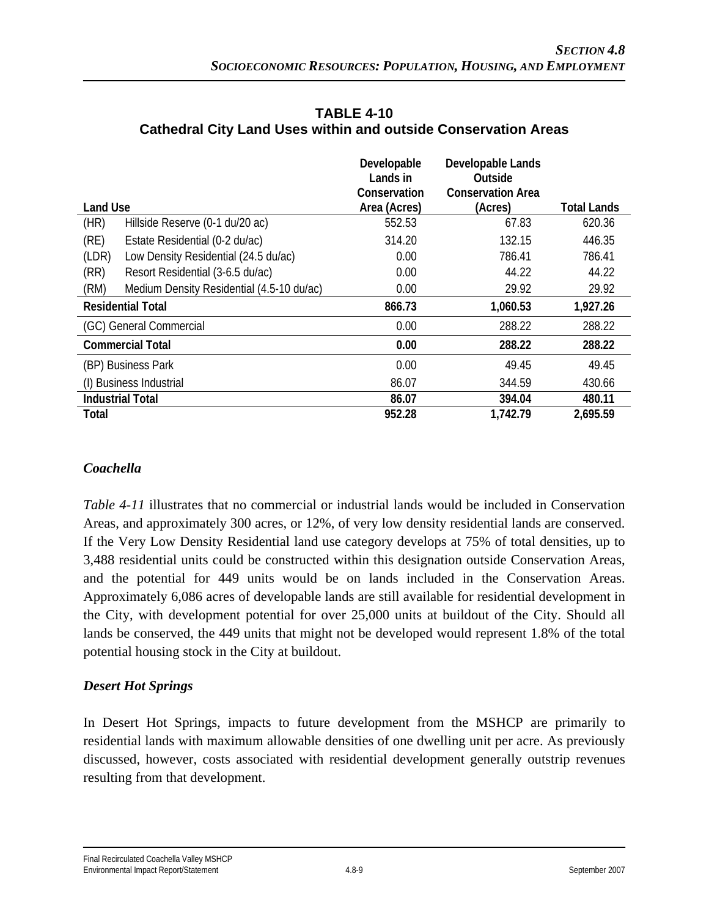**TABLE 4-10**
**Cathedral City Land Uses within and outside Conservation Areas**

| Land Use | | Developable Lands in Conservation Area (Acres) | Developable Lands Outside Conservation Area (Acres) | Total Lands |
|---|---|---|---|---|
| (HR) | Hillside Reserve (0-1 du/20 ac) | 552.53 | 67.83 | 620.36 |
| (RE) | Estate Residential (0-2 du/ac) | 314.20 | 132.15 | 446.35 |
| (LDR) | Low Density Residential (24.5 du/ac) | 0.00 | 786.41 | 786.41 |
| (RR) | Resort Residential (3-6.5 du/ac) | 0.00 | 44.22 | 44.22 |
| (RM) | Medium Density Residential (4.5-10 du/ac) | 0.00 | 29.92 | 29.92 |
| **Residential Total** | | **866.73** | **1,060.53** | **1,927.26** |
| (GC) General Commercial | | 0.00 | 288.22 | 288.22 |
| **Commercial Total** | | **0.00** | **288.22** | **288.22** |
| (BP) Business Park | | 0.00 | 49.45 | 49.45 |
| (I) Business Industrial | | 86.07 | 344.59 | 430.66 |
| **Industrial Total** | | **86.07** | **394.04** | **480.11** |
| **Total** | | **952.28** | **1,742.79** | **2,695.59** |

### *Coachella*

*Table 4-11* illustrates that no commercial or industrial lands would be included in Conservation Areas, and approximately 300 acres, or 12%, of very low density residential lands are conserved. If the Very Low Density Residential land use category develops at 75% of total densities, up to 3,488 residential units could be constructed within this designation outside Conservation Areas, and the potential for 449 units would be on lands included in the Conservation Areas. Approximately 6,086 acres of developable lands are still available for residential development in the City, with development potential for over 25,000 units at buildout of the City. Should all lands be conserved, the 449 units that might not be developed would represent 1.8% of the total potential housing stock in the City at buildout.

### *Desert Hot Springs*

In Desert Hot Springs, impacts to future development from the MSHCP are primarily to residential lands with maximum allowable densities of one dwelling unit per acre. As previously discussed, however, costs associated with residential development generally outstrip revenues resulting from that development.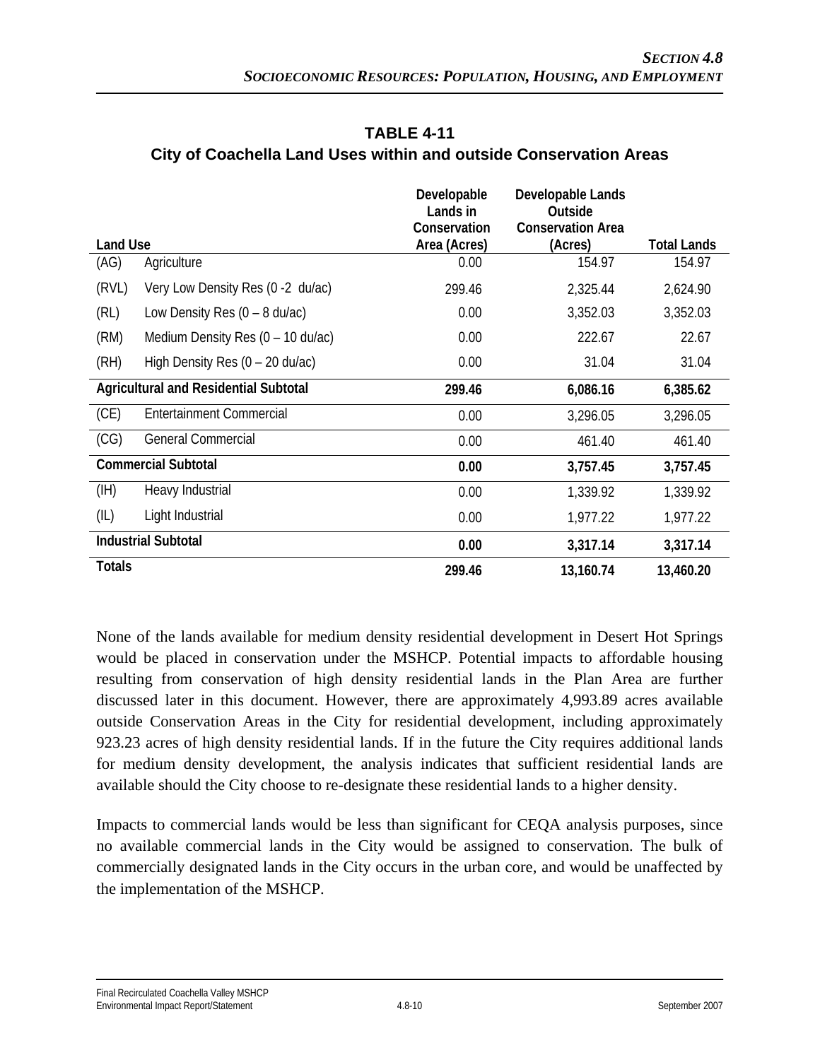**TABLE 4-11**
**City of Coachella Land Uses within and outside Conservation Areas**

| Land Use | | Developable Lands in Conservation Area (Acres) | Developable Lands Outside Conservation Area (Acres) | Total Lands |
|---|---|---|---|---|
| (AG) | Agriculture | 0.00 | 154.97 | 154.97 |
| (RVL) | Very Low Density Res (0 -2 du/ac) | 299.46 | 2,325.44 | 2,624.90 |
| (RL) | Low Density Res (0 – 8 du/ac) | 0.00 | 3,352.03 | 3,352.03 |
| (RM) | Medium Density Res (0 – 10 du/ac) | 0.00 | 222.67 | 22.67 |
| (RH) | High Density Res (0 – 20 du/ac) | 0.00 | 31.04 | 31.04 |
| **Agricultural and Residential Subtotal** | | **299.46** | **6,086.16** | **6,385.62** |
| (CE) | Entertainment Commercial | 0.00 | 3,296.05 | 3,296.05 |
| (CG) | General Commercial | 0.00 | 461.40 | 461.40 |
| **Commercial Subtotal** | | **0.00** | **3,757.45** | **3,757.45** |
| (IH) | Heavy Industrial | 0.00 | 1,339.92 | 1,339.92 |
| (IL) | Light Industrial | 0.00 | 1,977.22 | 1,977.22 |
| **Industrial Subtotal** | | **0.00** | **3,317.14** | **3,317.14** |
| **Totals** | | **299.46** | **13,160.74** | **13,460.20** |

None of the lands available for medium density residential development in Desert Hot Springs would be placed in conservation under the MSHCP. Potential impacts to affordable housing resulting from conservation of high density residential lands in the Plan Area are further discussed later in this document. However, there are approximately 4,993.89 acres available outside Conservation Areas in the City for residential development, including approximately 923.23 acres of high density residential lands. If in the future the City requires additional lands for medium density development, the analysis indicates that sufficient residential lands are available should the City choose to re-designate these residential lands to a higher density.

Impacts to commercial lands would be less than significant for CEQA analysis purposes, since no available commercial lands in the City would be assigned to conservation. The bulk of commercially designated lands in the City occurs in the urban core, and would be unaffected by the implementation of the MSHCP.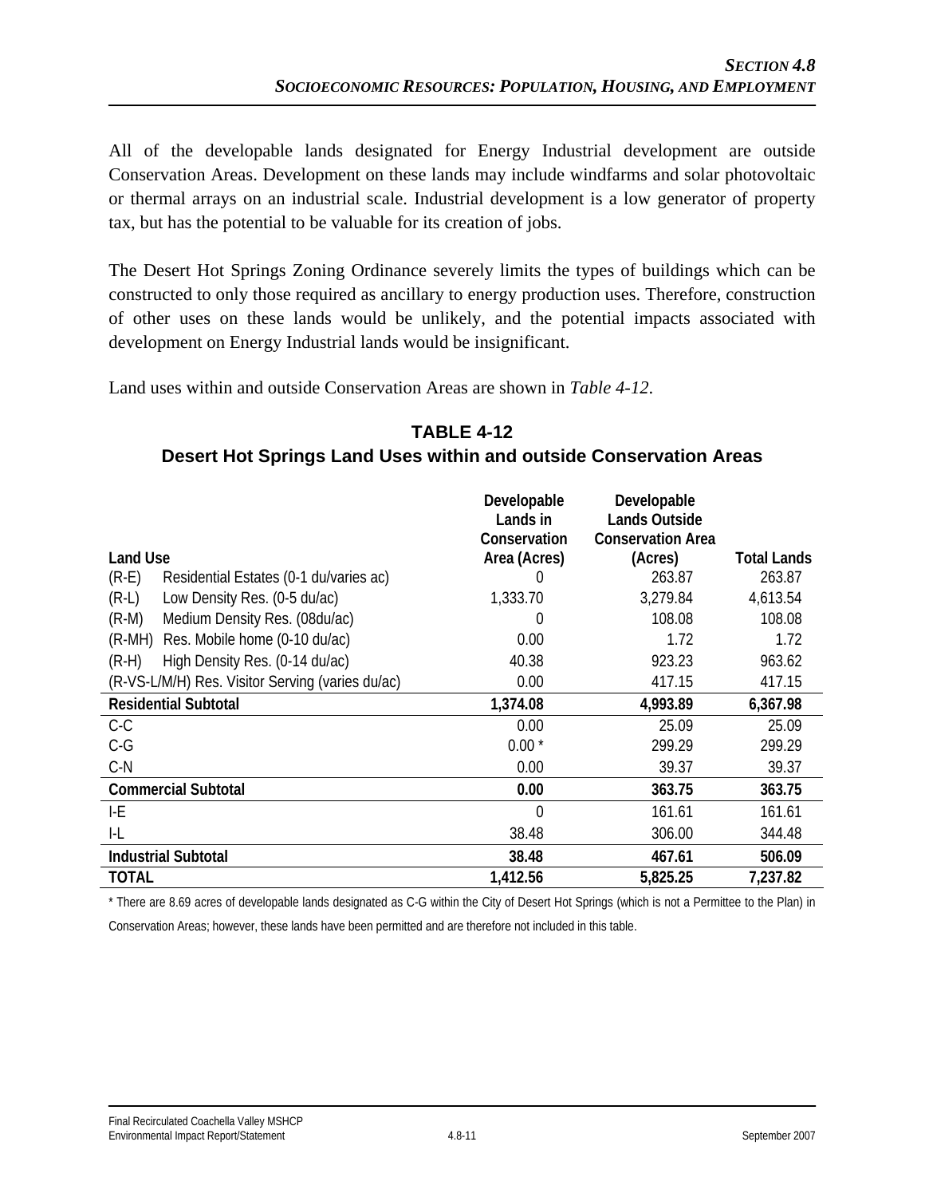All of the developable lands designated for Energy Industrial development are outside Conservation Areas. Development on these lands may include windfarms and solar photovoltaic or thermal arrays on an industrial scale. Industrial development is a low generator of property tax, but has the potential to be valuable for its creation of jobs.

The Desert Hot Springs Zoning Ordinance severely limits the types of buildings which can be constructed to only those required as ancillary to energy production uses. Therefore, construction of other uses on these lands would be unlikely, and the potential impacts associated with development on Energy Industrial lands would be insignificant.

Land uses within and outside Conservation Areas are shown in *Table 4-12*.

## TABLE 4-12
## Desert Hot Springs Land Uses within and outside Conservation Areas

| Land Use | | Developable Lands in Conservation Area (Acres) | Developable Lands Outside Conservation Area (Acres) | Total Lands |
|---|---|---|---|---|
| (R-E) | Residential Estates (0-1 du/varies ac) | 0 | 263.87 | 263.87 |
| (R-L) | Low Density Res. (0-5 du/ac) | 1,333.70 | 3,279.84 | 4,613.54 |
| (R-M) | Medium Density Res. (08du/ac) | 0 | 108.08 | 108.08 |
| (R-MH) | Res. Mobile home (0-10 du/ac) | 0.00 | 1.72 | 1.72 |
| (R-H) | High Density Res. (0-14 du/ac) | 40.38 | 923.23 | 963.62 |
| (R-VS-L/M/H) Res. Visitor Serving (varies du/ac) | | 0.00 | 417.15 | 417.15 |
| **Residential Subtotal** | | **1,374.08** | **4,993.89** | **6,367.98** |
| C-C | | 0.00 | 25.09 | 25.09 |
| C-G | | 0.00 * | 299.29 | 299.29 |
| C-N | | 0.00 | 39.37 | 39.37 |
| **Commercial Subtotal** | | **0.00** | **363.75** | **363.75** |
| I-E | | 0 | 161.61 | 161.61 |
| I-L | | 38.48 | 306.00 | 344.48 |
| **Industrial Subtotal** | | **38.48** | **467.61** | **506.09** |
| **TOTAL** | | **1,412.56** | **5,825.25** | **7,237.82** |

\* There are 8.69 acres of developable lands designated as C-G within the City of Desert Hot Springs (which is not a Permittee to the Plan) in Conservation Areas; however, these lands have been permitted and are therefore not included in this table.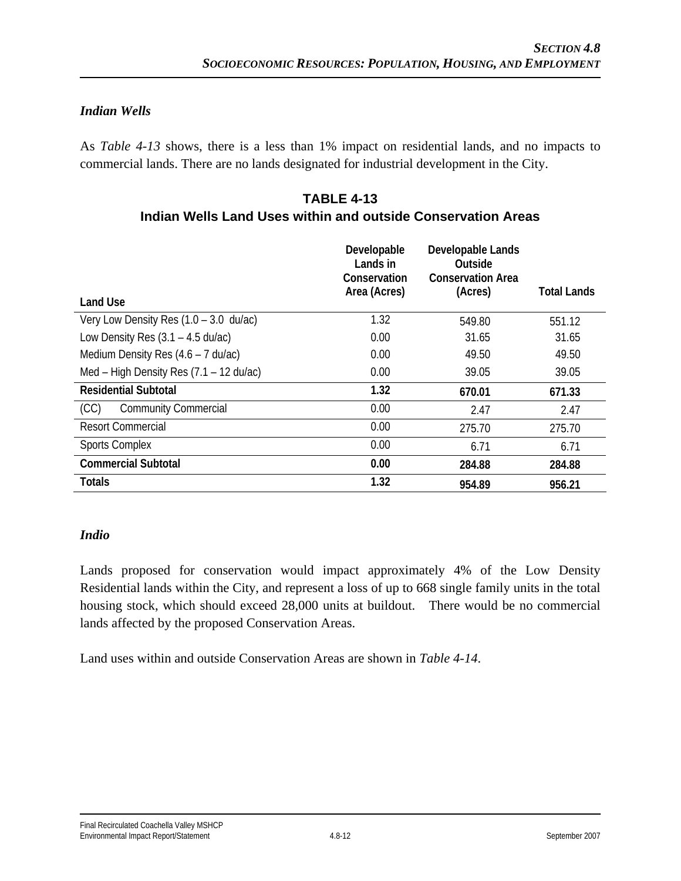### *Indian Wells*

As *Table 4-13* shows, there is a less than 1% impact on residential lands, and no impacts to commercial lands. There are no lands designated for industrial development in the City.

**TABLE 4-13**
**Indian Wells Land Uses within and outside Conservation Areas**

| Land Use | Developable Lands in Conservation Area (Acres) | Developable Lands Outside Conservation Area (Acres) | Total Lands |
|---|---|---|---|
| Very Low Density Res (1.0 – 3.0 du/ac) | 1.32 | 549.80 | 551.12 |
| Low Density Res (3.1 – 4.5 du/ac) | 0.00 | 31.65 | 31.65 |
| Medium Density Res (4.6 – 7 du/ac) | 0.00 | 49.50 | 49.50 |
| Med – High Density Res (7.1 – 12 du/ac) | 0.00 | 39.05 | 39.05 |
| **Residential Subtotal** | **1.32** | **670.01** | **671.33** |
| (CC) Community Commercial | 0.00 | 2.47 | 2.47 |
| Resort Commercial | 0.00 | 275.70 | 275.70 |
| Sports Complex | 0.00 | 6.71 | 6.71 |
| **Commercial Subtotal** | **0.00** | **284.88** | **284.88** |
| **Totals** | **1.32** | **954.89** | **956.21** |

### *Indio*

Lands proposed for conservation would impact approximately 4% of the Low Density Residential lands within the City, and represent a loss of up to 668 single family units in the total housing stock, which should exceed 28,000 units at buildout. There would be no commercial lands affected by the proposed Conservation Areas.

Land uses within and outside Conservation Areas are shown in *Table 4-14*.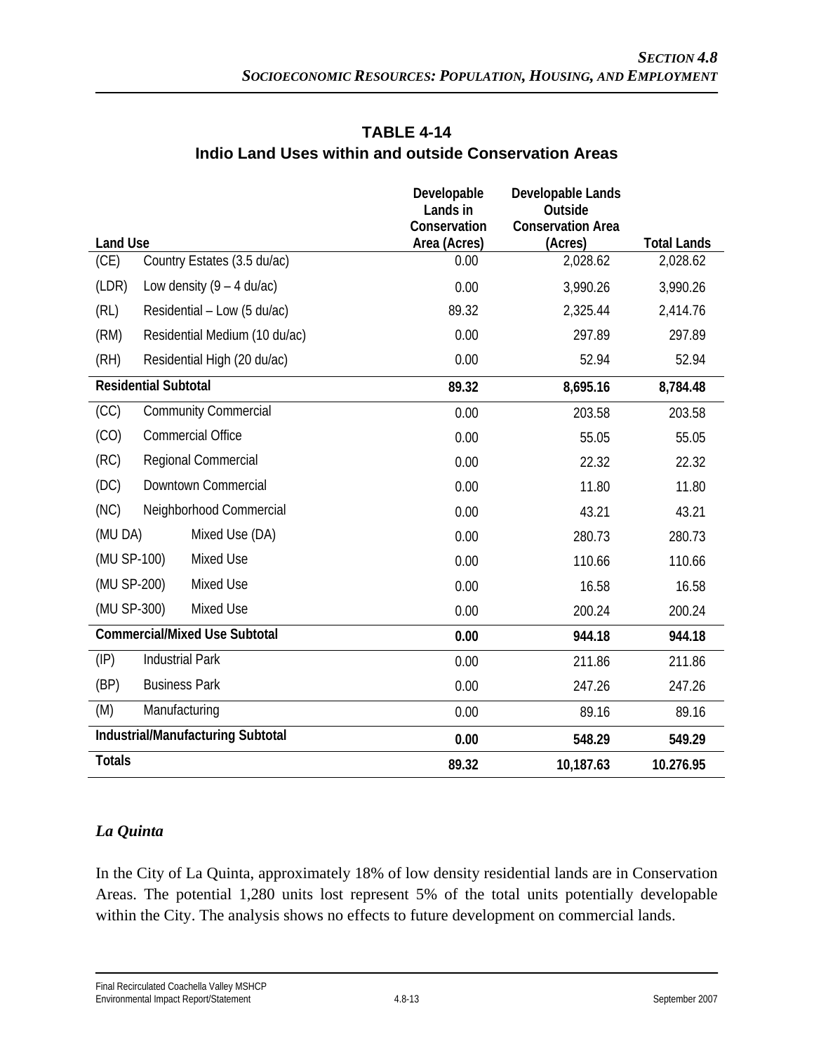**TABLE 4-14**
**Indio Land Uses within and outside Conservation Areas**

| Land Use | | Developable Lands in Conservation Area (Acres) | Developable Lands Outside Conservation Area (Acres) | Total Lands |
|---|---|---|---|---|
| (CE) | Country Estates (3.5 du/ac) | 0.00 | 2,028.62 | 2,028.62 |
| (LDR) | Low density (9 – 4 du/ac) | 0.00 | 3,990.26 | 3,990.26 |
| (RL) | Residential – Low (5 du/ac) | 89.32 | 2,325.44 | 2,414.76 |
| (RM) | Residential Medium (10 du/ac) | 0.00 | 297.89 | 297.89 |
| (RH) | Residential High (20 du/ac) | 0.00 | 52.94 | 52.94 |
| **Residential Subtotal** | | **89.32** | **8,695.16** | **8,784.48** |
| (CC) | Community Commercial | 0.00 | 203.58 | 203.58 |
| (CO) | Commercial Office | 0.00 | 55.05 | 55.05 |
| (RC) | Regional Commercial | 0.00 | 22.32 | 22.32 |
| (DC) | Downtown Commercial | 0.00 | 11.80 | 11.80 |
| (NC) | Neighborhood Commercial | 0.00 | 43.21 | 43.21 |
| (MU DA) | Mixed Use (DA) | 0.00 | 280.73 | 280.73 |
| (MU SP-100) | Mixed Use | 0.00 | 110.66 | 110.66 |
| (MU SP-200) | Mixed Use | 0.00 | 16.58 | 16.58 |
| (MU SP-300) | Mixed Use | 0.00 | 200.24 | 200.24 |
| **Commercial/Mixed Use Subtotal** | | **0.00** | **944.18** | **944.18** |
| (IP) | Industrial Park | 0.00 | 211.86 | 211.86 |
| (BP) | Business Park | 0.00 | 247.26 | 247.26 |
| (M) | Manufacturing | 0.00 | 89.16 | 89.16 |
| **Industrial/Manufacturing Subtotal** | | **0.00** | **548.29** | **549.29** |
| **Totals** | | **89.32** | **10,187.63** | **10.276.95** |

### *La Quinta*

In the City of La Quinta, approximately 18% of low density residential lands are in Conservation Areas. The potential 1,280 units lost represent 5% of the total units potentially developable within the City. The analysis shows no effects to future development on commercial lands.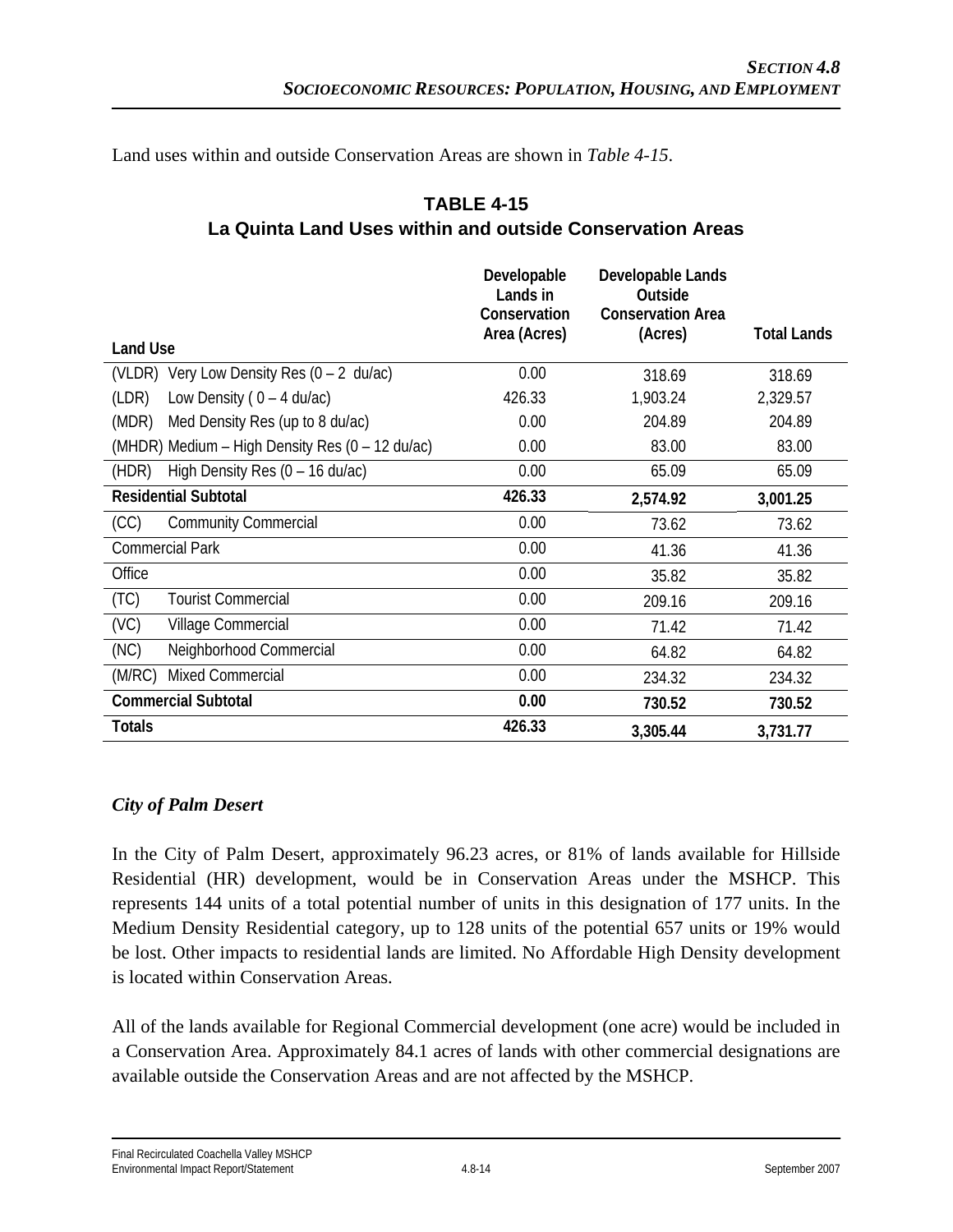Land uses within and outside Conservation Areas are shown in *Table 4-15*.

**TABLE 4-15**
**La Quinta Land Uses within and outside Conservation Areas**

| Land Use | Developable Lands in Conservation Area (Acres) | Developable Lands Outside Conservation Area (Acres) | Total Lands |
|---|---|---|---|
| (VLDR) Very Low Density Res (0 – 2 du/ac) | 0.00 | 318.69 | 318.69 |
| (LDR) Low Density ( 0 – 4 du/ac) | 426.33 | 1,903.24 | 2,329.57 |
| (MDR) Med Density Res (up to 8 du/ac) | 0.00 | 204.89 | 204.89 |
| (MHDR) Medium – High Density Res (0 – 12 du/ac) | 0.00 | 83.00 | 83.00 |
| (HDR) High Density Res (0 – 16 du/ac) | 0.00 | 65.09 | 65.09 |
| **Residential Subtotal** | **426.33** | **2,574.92** | **3,001.25** |
| (CC) Community Commercial | 0.00 | 73.62 | 73.62 |
| Commercial Park | 0.00 | 41.36 | 41.36 |
| Office | 0.00 | 35.82 | 35.82 |
| (TC) Tourist Commercial | 0.00 | 209.16 | 209.16 |
| (VC) Village Commercial | 0.00 | 71.42 | 71.42 |
| (NC) Neighborhood Commercial | 0.00 | 64.82 | 64.82 |
| (M/RC) Mixed Commercial | 0.00 | 234.32 | 234.32 |
| **Commercial Subtotal** | **0.00** | **730.52** | **730.52** |
| **Totals** | **426.33** | **3,305.44** | **3,731.77** |

### *City of Palm Desert*

In the City of Palm Desert, approximately 96.23 acres, or 81% of lands available for Hillside Residential (HR) development, would be in Conservation Areas under the MSHCP. This represents 144 units of a total potential number of units in this designation of 177 units. In the Medium Density Residential category, up to 128 units of the potential 657 units or 19% would be lost. Other impacts to residential lands are limited. No Affordable High Density development is located within Conservation Areas.

All of the lands available for Regional Commercial development (one acre) would be included in a Conservation Area. Approximately 84.1 acres of lands with other commercial designations are available outside the Conservation Areas and are not affected by the MSHCP.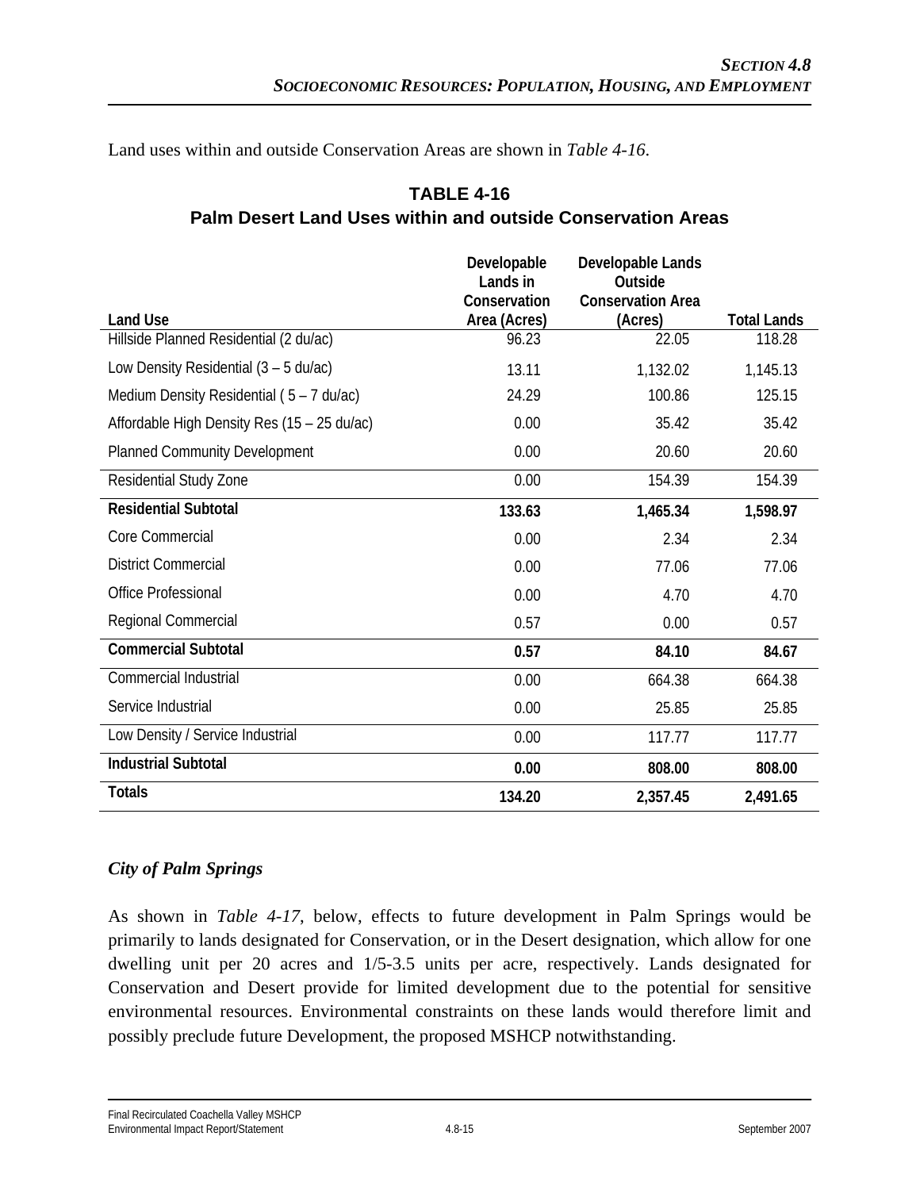Land uses within and outside Conservation Areas are shown in *Table 4-16*.

**TABLE 4-16**
**Palm Desert Land Uses within and outside Conservation Areas**

| Land Use | Developable Lands in Conservation Area (Acres) | Developable Lands Outside Conservation Area (Acres) | Total Lands |
|---|---|---|---|
| Hillside Planned Residential (2 du/ac) | 96.23 | 22.05 | 118.28 |
| Low Density Residential (3 – 5 du/ac) | 13.11 | 1,132.02 | 1,145.13 |
| Medium Density Residential ( 5 – 7 du/ac) | 24.29 | 100.86 | 125.15 |
| Affordable High Density Res (15 – 25 du/ac) | 0.00 | 35.42 | 35.42 |
| Planned Community Development | 0.00 | 20.60 | 20.60 |
| Residential Study Zone | 0.00 | 154.39 | 154.39 |
| **Residential Subtotal** | **133.63** | **1,465.34** | **1,598.97** |
| Core Commercial | 0.00 | 2.34 | 2.34 |
| District Commercial | 0.00 | 77.06 | 77.06 |
| Office Professional | 0.00 | 4.70 | 4.70 |
| Regional Commercial | 0.57 | 0.00 | 0.57 |
| **Commercial Subtotal** | **0.57** | **84.10** | **84.67** |
| Commercial Industrial | 0.00 | 664.38 | 664.38 |
| Service Industrial | 0.00 | 25.85 | 25.85 |
| Low Density / Service Industrial | 0.00 | 117.77 | 117.77 |
| **Industrial Subtotal** | **0.00** | **808.00** | **808.00** |
| **Totals** | **134.20** | **2,357.45** | **2,491.65** |

### *City of Palm Springs*

As shown in *Table 4-17*, below, effects to future development in Palm Springs would be primarily to lands designated for Conservation, or in the Desert designation, which allow for one dwelling unit per 20 acres and 1/5-3.5 units per acre, respectively. Lands designated for Conservation and Desert provide for limited development due to the potential for sensitive environmental resources. Environmental constraints on these lands would therefore limit and possibly preclude future Development, the proposed MSHCP notwithstanding.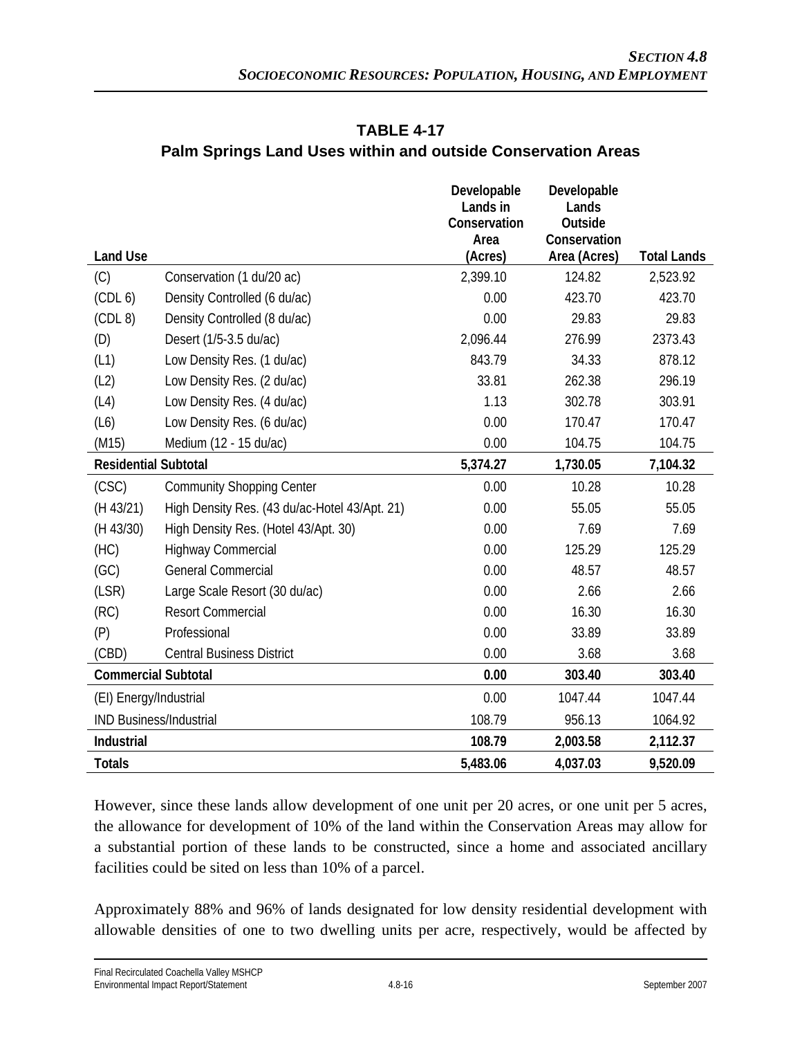**TABLE 4-17**
**Palm Springs Land Uses within and outside Conservation Areas**

| Land Use | | Developable Lands in Conservation Area (Acres) | Developable Lands Outside Conservation Area (Acres) | Total Lands |
|---|---|---|---|---|
| (C) | Conservation (1 du/20 ac) | 2,399.10 | 124.82 | 2,523.92 |
| (CDL 6) | Density Controlled (6 du/ac) | 0.00 | 423.70 | 423.70 |
| (CDL 8) | Density Controlled (8 du/ac) | 0.00 | 29.83 | 29.83 |
| (D) | Desert (1/5-3.5 du/ac) | 2,096.44 | 276.99 | 2373.43 |
| (L1) | Low Density Res. (1 du/ac) | 843.79 | 34.33 | 878.12 |
| (L2) | Low Density Res. (2 du/ac) | 33.81 | 262.38 | 296.19 |
| (L4) | Low Density Res. (4 du/ac) | 1.13 | 302.78 | 303.91 |
| (L6) | Low Density Res. (6 du/ac) | 0.00 | 170.47 | 170.47 |
| (M15) | Medium (12 - 15 du/ac) | 0.00 | 104.75 | 104.75 |
| **Residential Subtotal** | | **5,374.27** | **1,730.05** | **7,104.32** |
| (CSC) | Community Shopping Center | 0.00 | 10.28 | 10.28 |
| (H 43/21) | High Density Res. (43 du/ac-Hotel 43/Apt. 21) | 0.00 | 55.05 | 55.05 |
| (H 43/30) | High Density Res. (Hotel 43/Apt. 30) | 0.00 | 7.69 | 7.69 |
| (HC) | Highway Commercial | 0.00 | 125.29 | 125.29 |
| (GC) | General Commercial | 0.00 | 48.57 | 48.57 |
| (LSR) | Large Scale Resort (30 du/ac) | 0.00 | 2.66 | 2.66 |
| (RC) | Resort Commercial | 0.00 | 16.30 | 16.30 |
| (P) | Professional | 0.00 | 33.89 | 33.89 |
| (CBD) | Central Business District | 0.00 | 3.68 | 3.68 |
| **Commercial Subtotal** | | **0.00** | **303.40** | **303.40** |
| (EI) Energy/Industrial | | 0.00 | 1047.44 | 1047.44 |
| IND Business/Industrial | | 108.79 | 956.13 | 1064.92 |
| **Industrial** | | **108.79** | **2,003.58** | **2,112.37** |
| **Totals** | | **5,483.06** | **4,037.03** | **9,520.09** |

However, since these lands allow development of one unit per 20 acres, or one unit per 5 acres, the allowance for development of 10% of the land within the Conservation Areas may allow for a substantial portion of these lands to be constructed, since a home and associated ancillary facilities could be sited on less than 10% of a parcel.

Approximately 88% and 96% of lands designated for low density residential development with allowable densities of one to two dwelling units per acre, respectively, would be affected by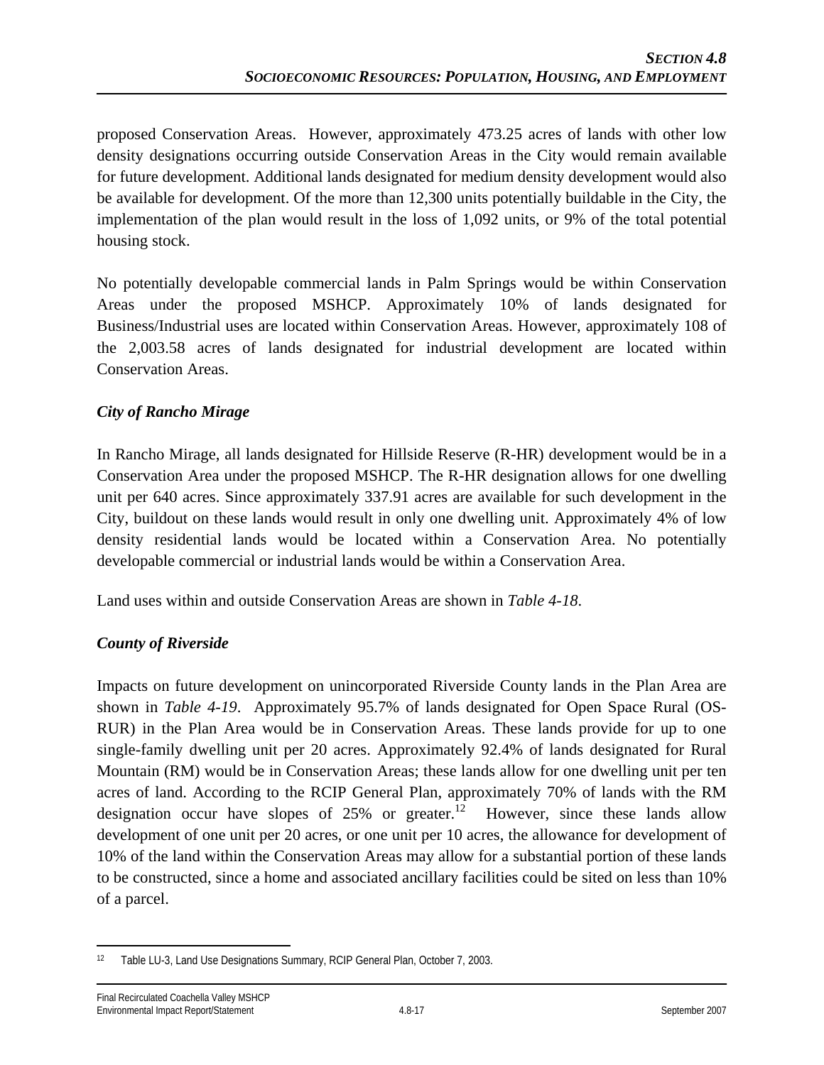proposed Conservation Areas. However, approximately 473.25 acres of lands with other low density designations occurring outside Conservation Areas in the City would remain available for future development. Additional lands designated for medium density development would also be available for development. Of the more than 12,300 units potentially buildable in the City, the implementation of the plan would result in the loss of 1,092 units, or 9% of the total potential housing stock.

No potentially developable commercial lands in Palm Springs would be within Conservation Areas under the proposed MSHCP. Approximately 10% of lands designated for Business/Industrial uses are located within Conservation Areas. However, approximately 108 of the 2,003.58 acres of lands designated for industrial development are located within Conservation Areas.

### *City of Rancho Mirage*

In Rancho Mirage, all lands designated for Hillside Reserve (R-HR) development would be in a Conservation Area under the proposed MSHCP. The R-HR designation allows for one dwelling unit per 640 acres. Since approximately 337.91 acres are available for such development in the City, buildout on these lands would result in only one dwelling unit. Approximately 4% of low density residential lands would be located within a Conservation Area. No potentially developable commercial or industrial lands would be within a Conservation Area.

Land uses within and outside Conservation Areas are shown in *Table 4-18*.

### *County of Riverside*

Impacts on future development on unincorporated Riverside County lands in the Plan Area are shown in *Table 4-19*. Approximately 95.7% of lands designated for Open Space Rural (OS-RUR) in the Plan Area would be in Conservation Areas. These lands provide for up to one single-family dwelling unit per 20 acres. Approximately 92.4% of lands designated for Rural Mountain (RM) would be in Conservation Areas; these lands allow for one dwelling unit per ten acres of land. According to the RCIP General Plan, approximately 70% of lands with the RM designation occur have slopes of 25% or greater.[12] However, since these lands allow development of one unit per 20 acres, or one unit per 10 acres, the allowance for development of 10% of the land within the Conservation Areas may allow for a substantial portion of these lands to be constructed, since a home and associated ancillary facilities could be sited on less than 10% of a parcel.

---

[12] Table LU-3, Land Use Designations Summary, RCIP General Plan, October 7, 2003.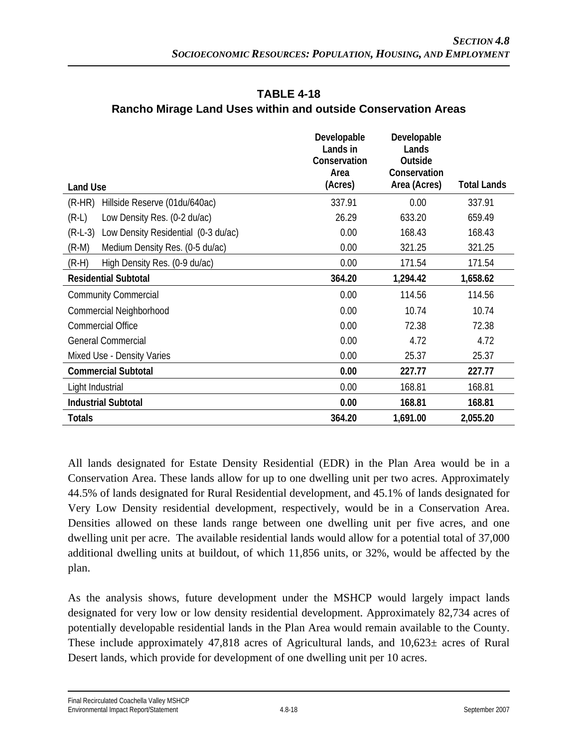**TABLE 4-18**
**Rancho Mirage Land Uses within and outside Conservation Areas**

| Land Use | Developable Lands in Conservation Area (Acres) | Developable Lands Outside Conservation Area (Acres) | Total Lands |
|---|---|---|---|
| (R-HR) Hillside Reserve (01du/640ac) | 337.91 | 0.00 | 337.91 |
| (R-L) Low Density Res. (0-2 du/ac) | 26.29 | 633.20 | 659.49 |
| (R-L-3) Low Density Residential (0-3 du/ac) | 0.00 | 168.43 | 168.43 |
| (R-M) Medium Density Res. (0-5 du/ac) | 0.00 | 321.25 | 321.25 |
| (R-H) High Density Res. (0-9 du/ac) | 0.00 | 171.54 | 171.54 |
| **Residential Subtotal** | **364.20** | **1,294.42** | **1,658.62** |
| Community Commercial | 0.00 | 114.56 | 114.56 |
| Commercial Neighborhood | 0.00 | 10.74 | 10.74 |
| Commercial Office | 0.00 | 72.38 | 72.38 |
| General Commercial | 0.00 | 4.72 | 4.72 |
| Mixed Use - Density Varies | 0.00 | 25.37 | 25.37 |
| **Commercial Subtotal** | **0.00** | **227.77** | **227.77** |
| Light Industrial | 0.00 | 168.81 | 168.81 |
| **Industrial Subtotal** | **0.00** | **168.81** | **168.81** |
| **Totals** | **364.20** | **1,691.00** | **2,055.20** |

All lands designated for Estate Density Residential (EDR) in the Plan Area would be in a Conservation Area. These lands allow for up to one dwelling unit per two acres. Approximately 44.5% of lands designated for Rural Residential development, and 45.1% of lands designated for Very Low Density residential development, respectively, would be in a Conservation Area. Densities allowed on these lands range between one dwelling unit per five acres, and one dwelling unit per acre. The available residential lands would allow for a potential total of 37,000 additional dwelling units at buildout, of which 11,856 units, or 32%, would be affected by the plan.

As the analysis shows, future development under the MSHCP would largely impact lands designated for very low or low density residential development. Approximately 82,734 acres of potentially developable residential lands in the Plan Area would remain available to the County. These include approximately 47,818 acres of Agricultural lands, and 10,623± acres of Rural Desert lands, which provide for development of one dwelling unit per 10 acres.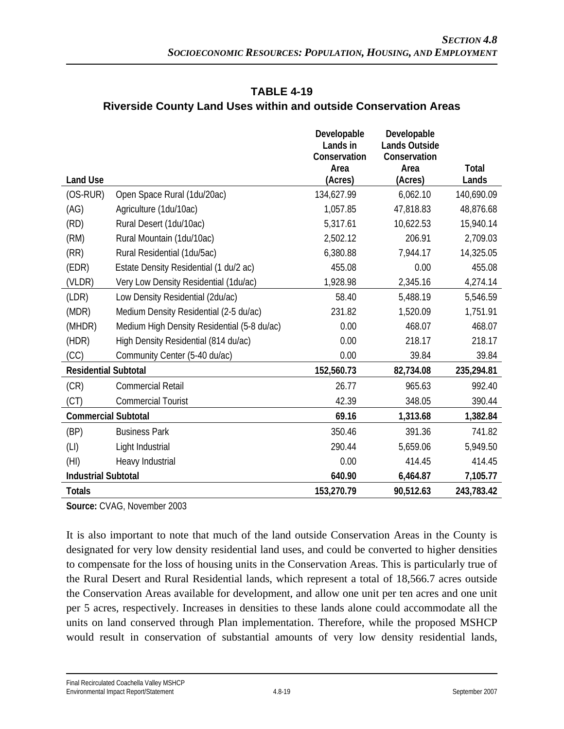## TABLE 4-19
## Riverside County Land Uses within and outside Conservation Areas

| Land Use | | Developable Lands in Conservation Area (Acres) | Developable Lands Outside Conservation Area (Acres) | Total Lands |
|---|---|---|---|---|
| (OS-RUR) | Open Space Rural (1du/20ac) | 134,627.99 | 6,062.10 | 140,690.09 |
| (AG) | Agriculture (1du/10ac) | 1,057.85 | 47,818.83 | 48,876.68 |
| (RD) | Rural Desert (1du/10ac) | 5,317.61 | 10,622.53 | 15,940.14 |
| (RM) | Rural Mountain (1du/10ac) | 2,502.12 | 206.91 | 2,709.03 |
| (RR) | Rural Residential (1du/5ac) | 6,380.88 | 7,944.17 | 14,325.05 |
| (EDR) | Estate Density Residential (1 du/2 ac) | 455.08 | 0.00 | 455.08 |
| (VLDR) | Very Low Density Residential (1du/ac) | 1,928.98 | 2,345.16 | 4,274.14 |
| (LDR) | Low Density Residential (2du/ac) | 58.40 | 5,488.19 | 5,546.59 |
| (MDR) | Medium Density Residential (2-5 du/ac) | 231.82 | 1,520.09 | 1,751.91 |
| (MHDR) | Medium High Density Residential (5-8 du/ac) | 0.00 | 468.07 | 468.07 |
| (HDR) | High Density Residential (814 du/ac) | 0.00 | 218.17 | 218.17 |
| (CC) | Community Center (5-40 du/ac) | 0.00 | 39.84 | 39.84 |
| **Residential Subtotal** | | **152,560.73** | **82,734.08** | **235,294.81** |
| (CR) | Commercial Retail | 26.77 | 965.63 | 992.40 |
| (CT) | Commercial Tourist | 42.39 | 348.05 | 390.44 |
| **Commercial Subtotal** | | **69.16** | **1,313.68** | **1,382.84** |
| (BP) | Business Park | 350.46 | 391.36 | 741.82 |
| (LI) | Light Industrial | 290.44 | 5,659.06 | 5,949.50 |
| (HI) | Heavy Industrial | 0.00 | 414.45 | 414.45 |
| **Industrial Subtotal** | | **640.90** | **6,464.87** | **7,105.77** |
| **Totals** | | **153,270.79** | **90,512.63** | **243,783.42** |

**Source:** CVAG, November 2003

It is also important to note that much of the land outside Conservation Areas in the County is designated for very low density residential land uses, and could be converted to higher densities to compensate for the loss of housing units in the Conservation Areas. This is particularly true of the Rural Desert and Rural Residential lands, which represent a total of 18,566.7 acres outside the Conservation Areas available for development, and allow one unit per ten acres and one unit per 5 acres, respectively. Increases in densities to these lands alone could accommodate all the units on land conserved through Plan implementation. Therefore, while the proposed MSHCP would result in conservation of substantial amounts of very low density residential lands,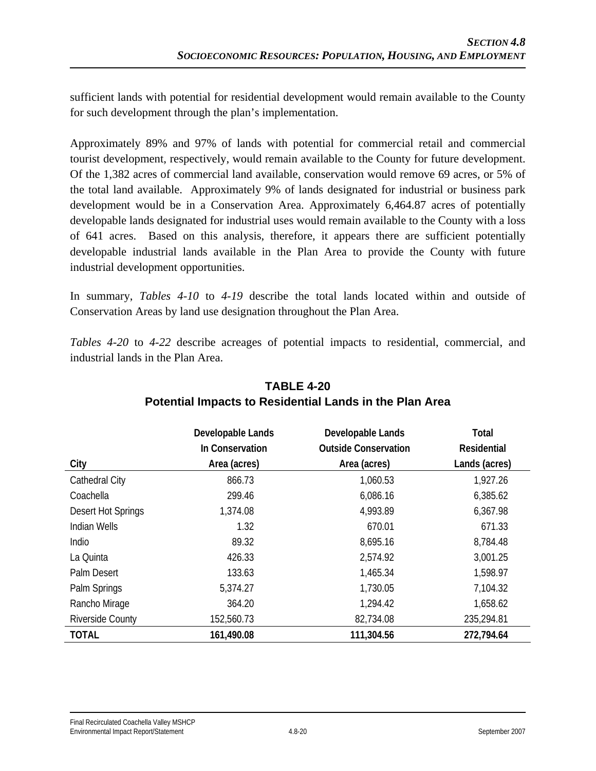sufficient lands with potential for residential development would remain available to the County for such development through the plan's implementation.

Approximately 89% and 97% of lands with potential for commercial retail and commercial tourist development, respectively, would remain available to the County for future development. Of the 1,382 acres of commercial land available, conservation would remove 69 acres, or 5% of the total land available. Approximately 9% of lands designated for industrial or business park development would be in a Conservation Area. Approximately 6,464.87 acres of potentially developable lands designated for industrial uses would remain available to the County with a loss of 641 acres. Based on this analysis, therefore, it appears there are sufficient potentially developable industrial lands available in the Plan Area to provide the County with future industrial development opportunities.

In summary, *Tables 4-10* to *4-19* describe the total lands located within and outside of Conservation Areas by land use designation throughout the Plan Area.

*Tables 4-20* to *4-22* describe acreages of potential impacts to residential, commercial, and industrial lands in the Plan Area.

**TABLE 4-20**
**Potential Impacts to Residential Lands in the Plan Area**

| City | Developable Lands In Conservation Area (acres) | Developable Lands Outside Conservation Area (acres) | Total Residential Lands (acres) |
|---|---|---|---|
| Cathedral City | 866.73 | 1,060.53 | 1,927.26 |
| Coachella | 299.46 | 6,086.16 | 6,385.62 |
| Desert Hot Springs | 1,374.08 | 4,993.89 | 6,367.98 |
| Indian Wells | 1.32 | 670.01 | 671.33 |
| Indio | 89.32 | 8,695.16 | 8,784.48 |
| La Quinta | 426.33 | 2,574.92 | 3,001.25 |
| Palm Desert | 133.63 | 1,465.34 | 1,598.97 |
| Palm Springs | 5,374.27 | 1,730.05 | 7,104.32 |
| Rancho Mirage | 364.20 | 1,294.42 | 1,658.62 |
| Riverside County | 152,560.73 | 82,734.08 | 235,294.81 |
| **TOTAL** | **161,490.08** | **111,304.56** | **272,794.64** |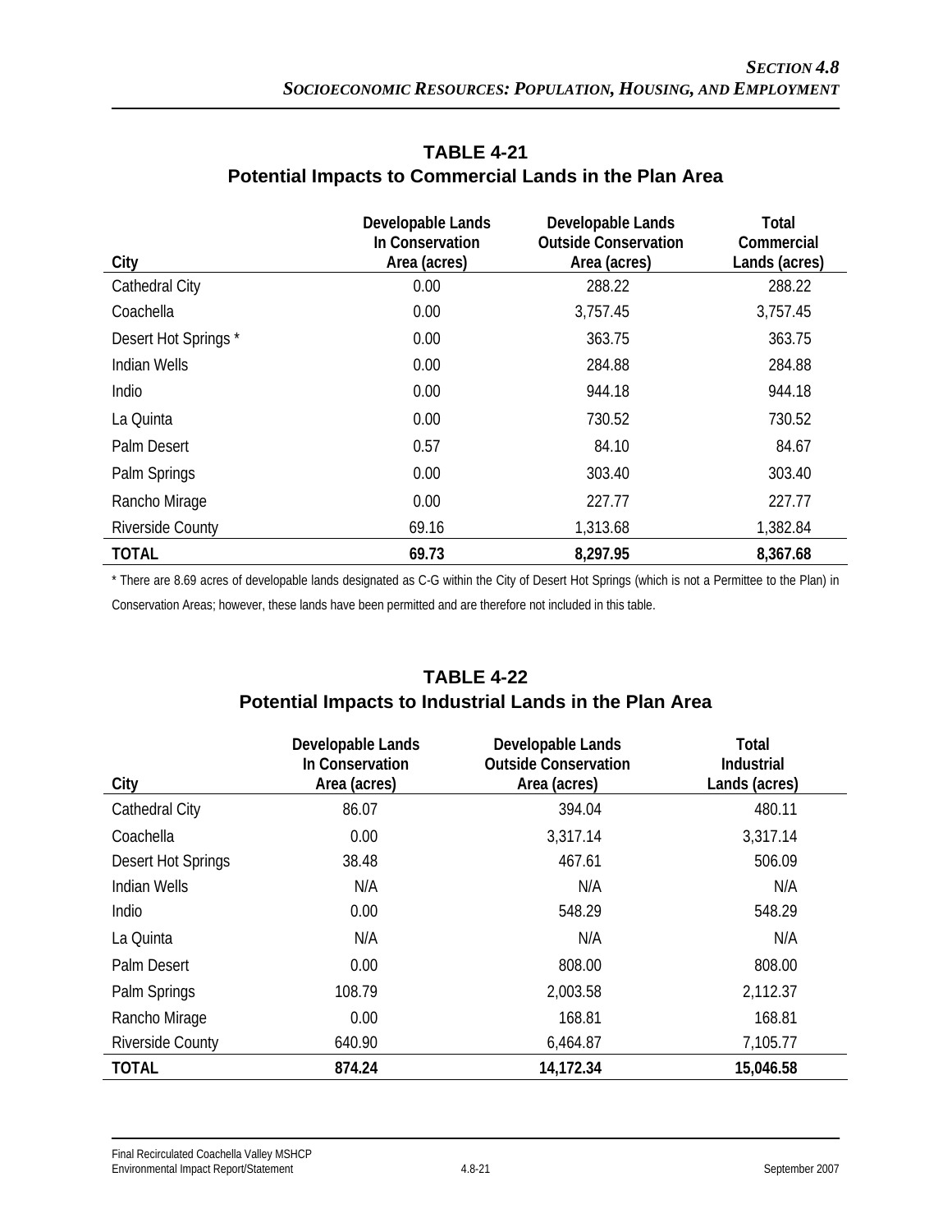## TABLE 4-21
## Potential Impacts to Commercial Lands in the Plan Area

| City | Developable Lands In Conservation Area (acres) | Developable Lands Outside Conservation Area (acres) | Total Commercial Lands (acres) |
|---|---|---|---|
| Cathedral City | 0.00 | 288.22 | 288.22 |
| Coachella | 0.00 | 3,757.45 | 3,757.45 |
| Desert Hot Springs * | 0.00 | 363.75 | 363.75 |
| Indian Wells | 0.00 | 284.88 | 284.88 |
| Indio | 0.00 | 944.18 | 944.18 |
| La Quinta | 0.00 | 730.52 | 730.52 |
| Palm Desert | 0.57 | 84.10 | 84.67 |
| Palm Springs | 0.00 | 303.40 | 303.40 |
| Rancho Mirage | 0.00 | 227.77 | 227.77 |
| Riverside County | 69.16 | 1,313.68 | 1,382.84 |
| **TOTAL** | **69.73** | **8,297.95** | **8,367.68** |

* There are 8.69 acres of developable lands designated as C-G within the City of Desert Hot Springs (which is not a Permittee to the Plan) in Conservation Areas; however, these lands have been permitted and are therefore not included in this table.

## TABLE 4-22
## Potential Impacts to Industrial Lands in the Plan Area

| City | Developable Lands In Conservation Area (acres) | Developable Lands Outside Conservation Area (acres) | Total Industrial Lands (acres) |
|---|---|---|---|
| Cathedral City | 86.07 | 394.04 | 480.11 |
| Coachella | 0.00 | 3,317.14 | 3,317.14 |
| Desert Hot Springs | 38.48 | 467.61 | 506.09 |
| Indian Wells | N/A | N/A | N/A |
| Indio | 0.00 | 548.29 | 548.29 |
| La Quinta | N/A | N/A | N/A |
| Palm Desert | 0.00 | 808.00 | 808.00 |
| Palm Springs | 108.79 | 2,003.58 | 2,112.37 |
| Rancho Mirage | 0.00 | 168.81 | 168.81 |
| Riverside County | 640.90 | 6,464.87 | 7,105.77 |
| **TOTAL** | **874.24** | **14,172.34** | **15,046.58** |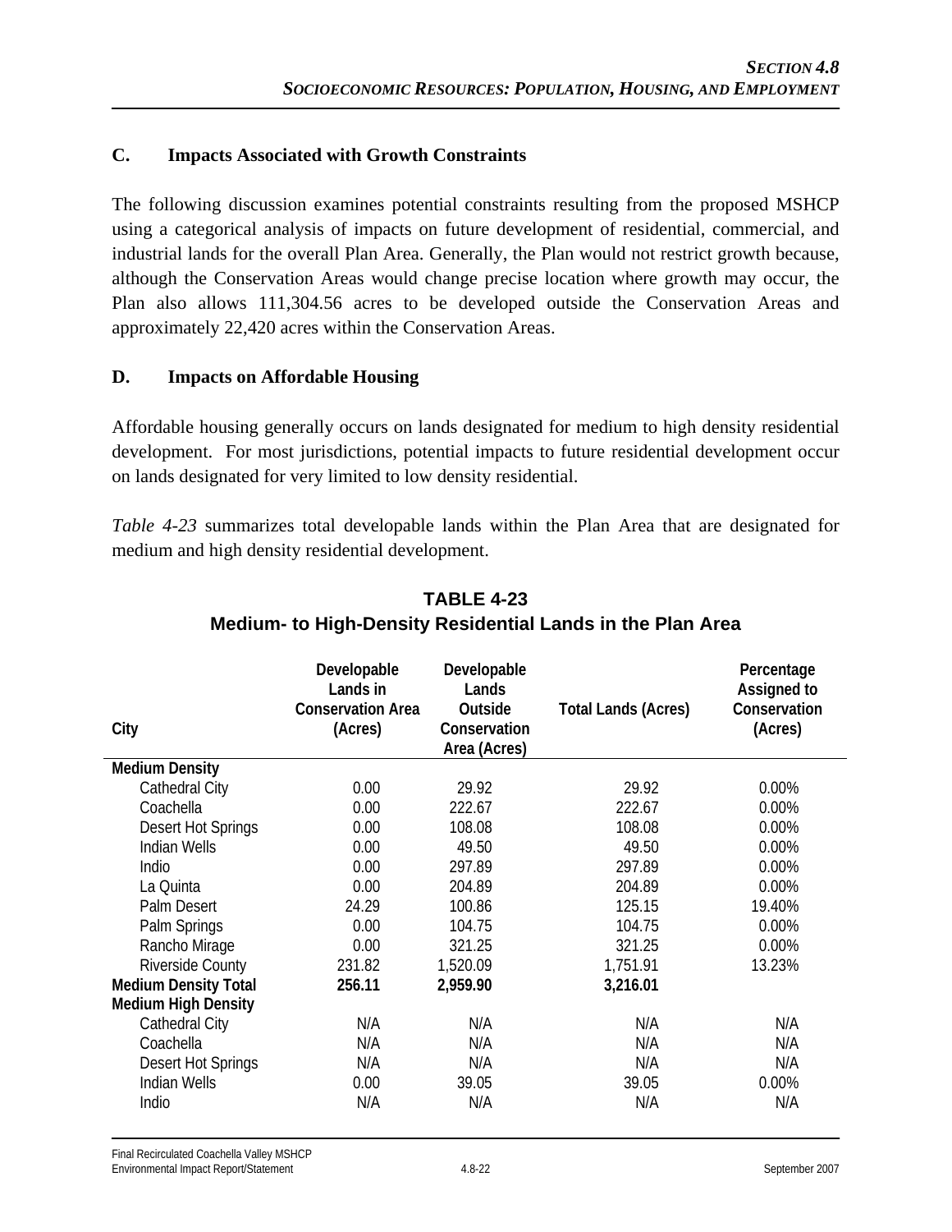## C. Impacts Associated with Growth Constraints

The following discussion examines potential constraints resulting from the proposed MSHCP using a categorical analysis of impacts on future development of residential, commercial, and industrial lands for the overall Plan Area. Generally, the Plan would not restrict growth because, although the Conservation Areas would change precise location where growth may occur, the Plan also allows 111,304.56 acres to be developed outside the Conservation Areas and approximately 22,420 acres within the Conservation Areas.

## D. Impacts on Affordable Housing

Affordable housing generally occurs on lands designated for medium to high density residential development. For most jurisdictions, potential impacts to future residential development occur on lands designated for very limited to low density residential.

*Table 4-23* summarizes total developable lands within the Plan Area that are designated for medium and high density residential development.

**TABLE 4-23**
**Medium- to High-Density Residential Lands in the Plan Area**

| City | Developable Lands in Conservation Area (Acres) | Developable Lands Outside Conservation Area (Acres) | Total Lands (Acres) | Percentage Assigned to Conservation (Acres) |
|---|---|---|---|---|
| **Medium Density** | | | | |
| Cathedral City | 0.00 | 29.92 | 29.92 | 0.00% |
| Coachella | 0.00 | 222.67 | 222.67 | 0.00% |
| Desert Hot Springs | 0.00 | 108.08 | 108.08 | 0.00% |
| Indian Wells | 0.00 | 49.50 | 49.50 | 0.00% |
| Indio | 0.00 | 297.89 | 297.89 | 0.00% |
| La Quinta | 0.00 | 204.89 | 204.89 | 0.00% |
| Palm Desert | 24.29 | 100.86 | 125.15 | 19.40% |
| Palm Springs | 0.00 | 104.75 | 104.75 | 0.00% |
| Rancho Mirage | 0.00 | 321.25 | 321.25 | 0.00% |
| Riverside County | 231.82 | 1,520.09 | 1,751.91 | 13.23% |
| **Medium Density Total** | **256.11** | **2,959.90** | **3,216.01** | |
| **Medium High Density** | | | | |
| Cathedral City | N/A | N/A | N/A | N/A |
| Coachella | N/A | N/A | N/A | N/A |
| Desert Hot Springs | N/A | N/A | N/A | N/A |
| Indian Wells | 0.00 | 39.05 | 39.05 | 0.00% |
| Indio | N/A | N/A | N/A | N/A |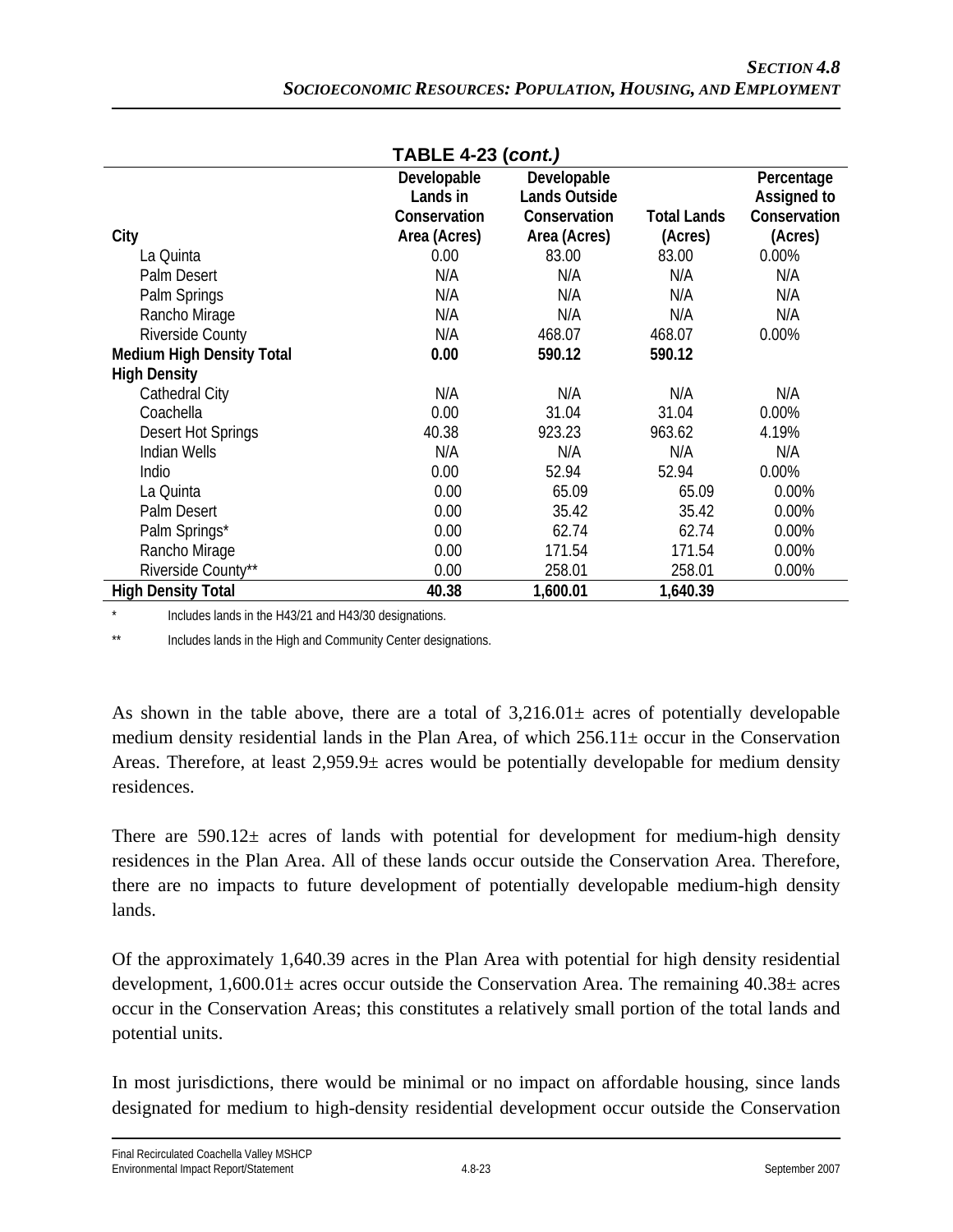**TABLE 4-23 (*cont.)***

| City | Developable Lands in Conservation Area (Acres) | Developable Lands Outside Conservation Area (Acres) | Total Lands (Acres) | Percentage Assigned to Conservation (Acres) |
|---|---|---|---|---|
| La Quinta | 0.00 | 83.00 | 83.00 | 0.00% |
| Palm Desert | N/A | N/A | N/A | N/A |
| Palm Springs | N/A | N/A | N/A | N/A |
| Rancho Mirage | N/A | N/A | N/A | N/A |
| Riverside County | N/A | 468.07 | 468.07 | 0.00% |
| **Medium High Density Total** | **0.00** | **590.12** | **590.12** | |
| **High Density** | | | | |
| Cathedral City | N/A | N/A | N/A | N/A |
| Coachella | 0.00 | 31.04 | 31.04 | 0.00% |
| Desert Hot Springs | 40.38 | 923.23 | 963.62 | 4.19% |
| Indian Wells | N/A | N/A | N/A | N/A |
| Indio | 0.00 | 52.94 | 52.94 | 0.00% |
| La Quinta | 0.00 | 65.09 | 65.09 | 0.00% |
| Palm Desert | 0.00 | 35.42 | 35.42 | 0.00% |
| Palm Springs* | 0.00 | 62.74 | 62.74 | 0.00% |
| Rancho Mirage | 0.00 | 171.54 | 171.54 | 0.00% |
| Riverside County** | 0.00 | 258.01 | 258.01 | 0.00% |
| **High Density Total** | **40.38** | **1,600.01** | **1,640.39** | |

\* Includes lands in the H43/21 and H43/30 designations.

\** Includes lands in the High and Community Center designations.

As shown in the table above, there are a total of 3,216.01± acres of potentially developable medium density residential lands in the Plan Area, of which 256.11± occur in the Conservation Areas. Therefore, at least 2,959.9± acres would be potentially developable for medium density residences.

There are 590.12± acres of lands with potential for development for medium-high density residences in the Plan Area. All of these lands occur outside the Conservation Area. Therefore, there are no impacts to future development of potentially developable medium-high density lands.

Of the approximately 1,640.39 acres in the Plan Area with potential for high density residential development, 1,600.01± acres occur outside the Conservation Area. The remaining 40.38± acres occur in the Conservation Areas; this constitutes a relatively small portion of the total lands and potential units.

In most jurisdictions, there would be minimal or no impact on affordable housing, since lands designated for medium to high-density residential development occur outside the Conservation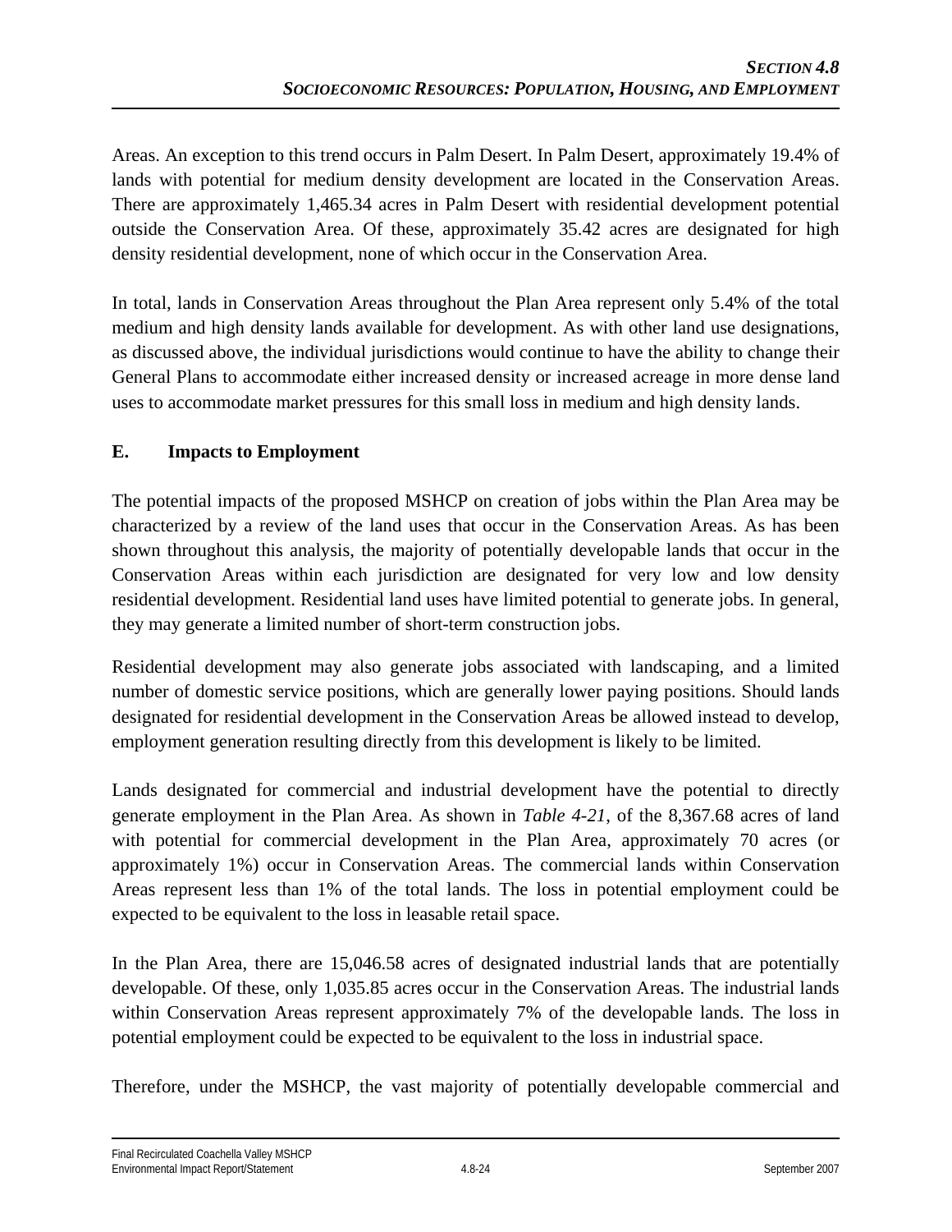Areas. An exception to this trend occurs in Palm Desert. In Palm Desert, approximately 19.4% of lands with potential for medium density development are located in the Conservation Areas. There are approximately 1,465.34 acres in Palm Desert with residential development potential outside the Conservation Area. Of these, approximately 35.42 acres are designated for high density residential development, none of which occur in the Conservation Area.

In total, lands in Conservation Areas throughout the Plan Area represent only 5.4% of the total medium and high density lands available for development. As with other land use designations, as discussed above, the individual jurisdictions would continue to have the ability to change their General Plans to accommodate either increased density or increased acreage in more dense land uses to accommodate market pressures for this small loss in medium and high density lands.

### E. Impacts to Employment

The potential impacts of the proposed MSHCP on creation of jobs within the Plan Area may be characterized by a review of the land uses that occur in the Conservation Areas. As has been shown throughout this analysis, the majority of potentially developable lands that occur in the Conservation Areas within each jurisdiction are designated for very low and low density residential development. Residential land uses have limited potential to generate jobs. In general, they may generate a limited number of short-term construction jobs.

Residential development may also generate jobs associated with landscaping, and a limited number of domestic service positions, which are generally lower paying positions. Should lands designated for residential development in the Conservation Areas be allowed instead to develop, employment generation resulting directly from this development is likely to be limited.

Lands designated for commercial and industrial development have the potential to directly generate employment in the Plan Area. As shown in *Table 4-21*, of the 8,367.68 acres of land with potential for commercial development in the Plan Area, approximately 70 acres (or approximately 1%) occur in Conservation Areas. The commercial lands within Conservation Areas represent less than 1% of the total lands. The loss in potential employment could be expected to be equivalent to the loss in leasable retail space.

In the Plan Area, there are 15,046.58 acres of designated industrial lands that are potentially developable. Of these, only 1,035.85 acres occur in the Conservation Areas. The industrial lands within Conservation Areas represent approximately 7% of the developable lands. The loss in potential employment could be expected to be equivalent to the loss in industrial space.

Therefore, under the MSHCP, the vast majority of potentially developable commercial and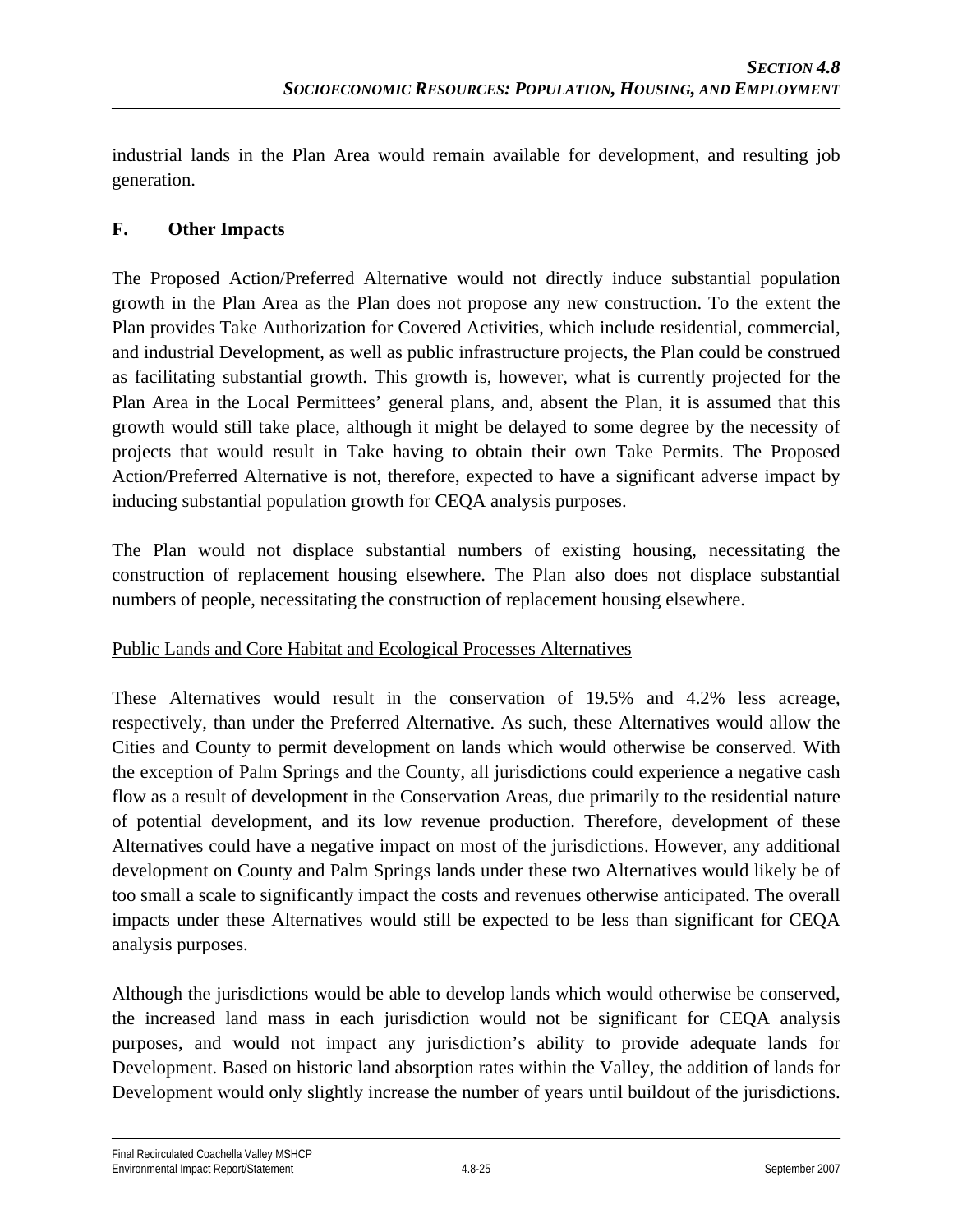industrial lands in the Plan Area would remain available for development, and resulting job generation.

## F. Other Impacts

The Proposed Action/Preferred Alternative would not directly induce substantial population growth in the Plan Area as the Plan does not propose any new construction. To the extent the Plan provides Take Authorization for Covered Activities, which include residential, commercial, and industrial Development, as well as public infrastructure projects, the Plan could be construed as facilitating substantial growth. This growth is, however, what is currently projected for the Plan Area in the Local Permittees' general plans, and, absent the Plan, it is assumed that this growth would still take place, although it might be delayed to some degree by the necessity of projects that would result in Take having to obtain their own Take Permits. The Proposed Action/Preferred Alternative is not, therefore, expected to have a significant adverse impact by inducing substantial population growth for CEQA analysis purposes.

The Plan would not displace substantial numbers of existing housing, necessitating the construction of replacement housing elsewhere. The Plan also does not displace substantial numbers of people, necessitating the construction of replacement housing elsewhere.

Public Lands and Core Habitat and Ecological Processes Alternatives

These Alternatives would result in the conservation of 19.5% and 4.2% less acreage, respectively, than under the Preferred Alternative. As such, these Alternatives would allow the Cities and County to permit development on lands which would otherwise be conserved. With the exception of Palm Springs and the County, all jurisdictions could experience a negative cash flow as a result of development in the Conservation Areas, due primarily to the residential nature of potential development, and its low revenue production. Therefore, development of these Alternatives could have a negative impact on most of the jurisdictions. However, any additional development on County and Palm Springs lands under these two Alternatives would likely be of too small a scale to significantly impact the costs and revenues otherwise anticipated. The overall impacts under these Alternatives would still be expected to be less than significant for CEQA analysis purposes.

Although the jurisdictions would be able to develop lands which would otherwise be conserved, the increased land mass in each jurisdiction would not be significant for CEQA analysis purposes, and would not impact any jurisdiction's ability to provide adequate lands for Development. Based on historic land absorption rates within the Valley, the addition of lands for Development would only slightly increase the number of years until buildout of the jurisdictions.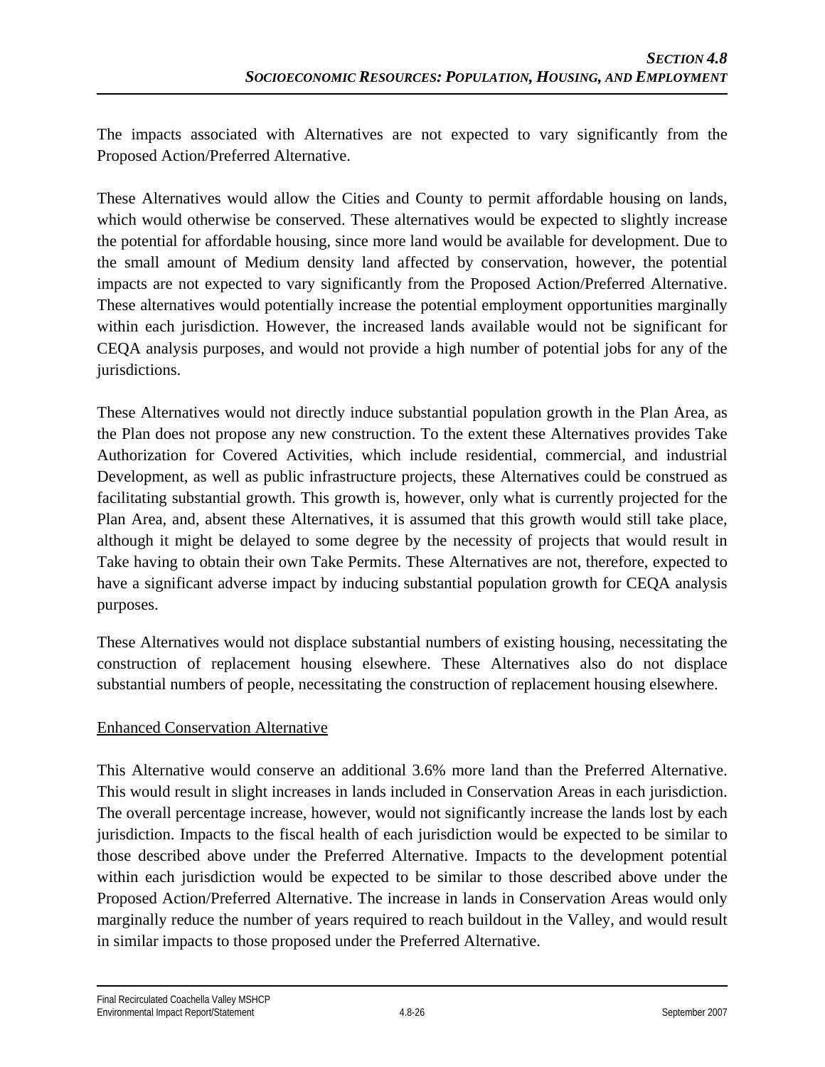The impacts associated with Alternatives are not expected to vary significantly from the Proposed Action/Preferred Alternative.

These Alternatives would allow the Cities and County to permit affordable housing on lands, which would otherwise be conserved. These alternatives would be expected to slightly increase the potential for affordable housing, since more land would be available for development. Due to the small amount of Medium density land affected by conservation, however, the potential impacts are not expected to vary significantly from the Proposed Action/Preferred Alternative. These alternatives would potentially increase the potential employment opportunities marginally within each jurisdiction. However, the increased lands available would not be significant for CEQA analysis purposes, and would not provide a high number of potential jobs for any of the jurisdictions.

These Alternatives would not directly induce substantial population growth in the Plan Area, as the Plan does not propose any new construction. To the extent these Alternatives provides Take Authorization for Covered Activities, which include residential, commercial, and industrial Development, as well as public infrastructure projects, these Alternatives could be construed as facilitating substantial growth. This growth is, however, only what is currently projected for the Plan Area, and, absent these Alternatives, it is assumed that this growth would still take place, although it might be delayed to some degree by the necessity of projects that would result in Take having to obtain their own Take Permits. These Alternatives are not, therefore, expected to have a significant adverse impact by inducing substantial population growth for CEQA analysis purposes.

These Alternatives would not displace substantial numbers of existing housing, necessitating the construction of replacement housing elsewhere. These Alternatives also do not displace substantial numbers of people, necessitating the construction of replacement housing elsewhere.

<u>Enhanced Conservation Alternative</u>

This Alternative would conserve an additional 3.6% more land than the Preferred Alternative. This would result in slight increases in lands included in Conservation Areas in each jurisdiction. The overall percentage increase, however, would not significantly increase the lands lost by each jurisdiction. Impacts to the fiscal health of each jurisdiction would be expected to be similar to those described above under the Preferred Alternative. Impacts to the development potential within each jurisdiction would be expected to be similar to those described above under the Proposed Action/Preferred Alternative. The increase in lands in Conservation Areas would only marginally reduce the number of years required to reach buildout in the Valley, and would result in similar impacts to those proposed under the Preferred Alternative.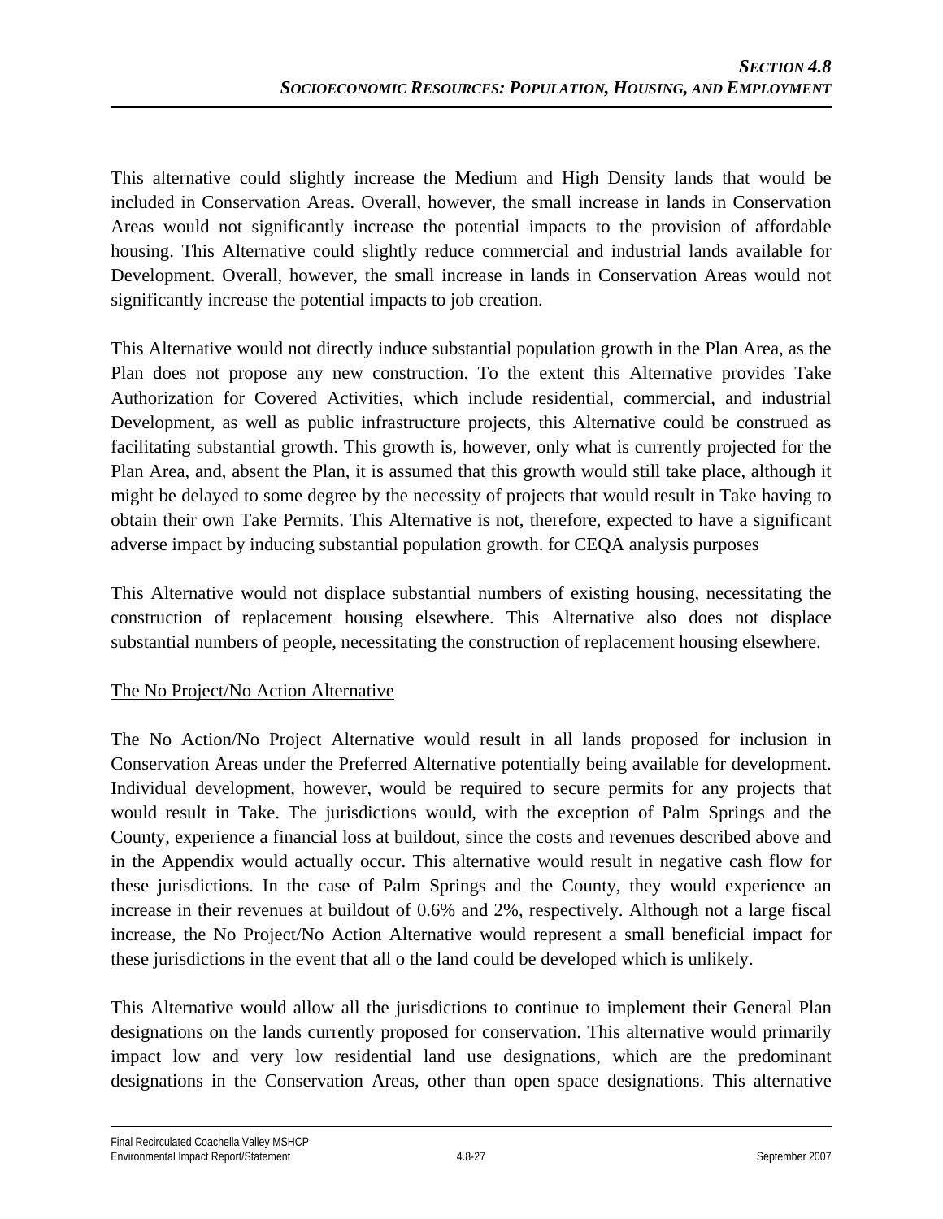This alternative could slightly increase the Medium and High Density lands that would be included in Conservation Areas. Overall, however, the small increase in lands in Conservation Areas would not significantly increase the potential impacts to the provision of affordable housing. This Alternative could slightly reduce commercial and industrial lands available for Development. Overall, however, the small increase in lands in Conservation Areas would not significantly increase the potential impacts to job creation.

This Alternative would not directly induce substantial population growth in the Plan Area, as the Plan does not propose any new construction. To the extent this Alternative provides Take Authorization for Covered Activities, which include residential, commercial, and industrial Development, as well as public infrastructure projects, this Alternative could be construed as facilitating substantial growth. This growth is, however, only what is currently projected for the Plan Area, and, absent the Plan, it is assumed that this growth would still take place, although it might be delayed to some degree by the necessity of projects that would result in Take having to obtain their own Take Permits. This Alternative is not, therefore, expected to have a significant adverse impact by inducing substantial population growth. for CEQA analysis purposes

This Alternative would not displace substantial numbers of existing housing, necessitating the construction of replacement housing elsewhere. This Alternative also does not displace substantial numbers of people, necessitating the construction of replacement housing elsewhere.

<u>The No Project/No Action Alternative</u>

The No Action/No Project Alternative would result in all lands proposed for inclusion in Conservation Areas under the Preferred Alternative potentially being available for development. Individual development, however, would be required to secure permits for any projects that would result in Take. The jurisdictions would, with the exception of Palm Springs and the County, experience a financial loss at buildout, since the costs and revenues described above and in the Appendix would actually occur. This alternative would result in negative cash flow for these jurisdictions. In the case of Palm Springs and the County, they would experience an increase in their revenues at buildout of 0.6% and 2%, respectively. Although not a large fiscal increase, the No Project/No Action Alternative would represent a small beneficial impact for these jurisdictions in the event that all o the land could be developed which is unlikely.

This Alternative would allow all the jurisdictions to continue to implement their General Plan designations on the lands currently proposed for conservation. This alternative would primarily impact low and very low residential land use designations, which are the predominant designations in the Conservation Areas, other than open space designations. This alternative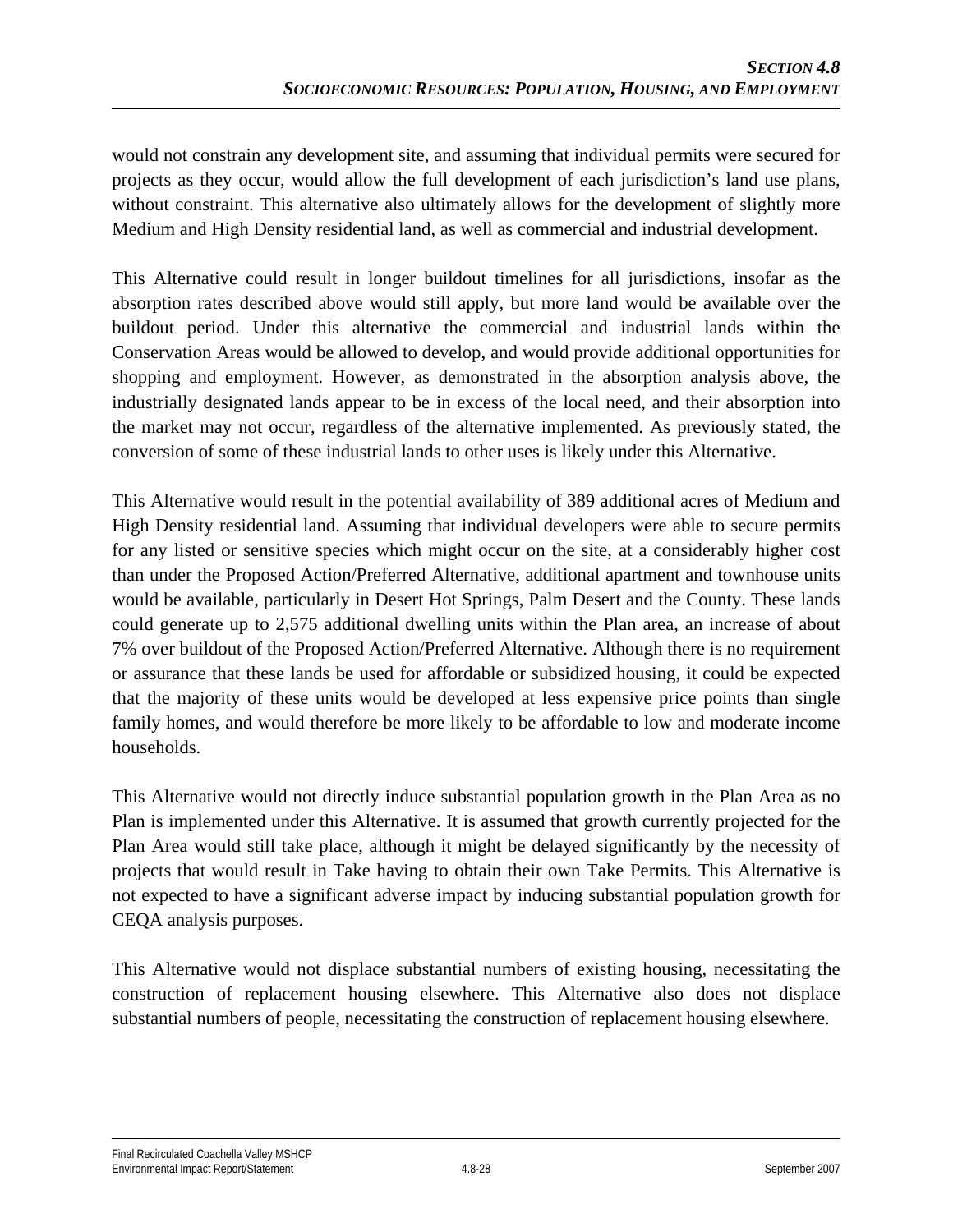would not constrain any development site, and assuming that individual permits were secured for projects as they occur, would allow the full development of each jurisdiction's land use plans, without constraint. This alternative also ultimately allows for the development of slightly more Medium and High Density residential land, as well as commercial and industrial development.

This Alternative could result in longer buildout timelines for all jurisdictions, insofar as the absorption rates described above would still apply, but more land would be available over the buildout period. Under this alternative the commercial and industrial lands within the Conservation Areas would be allowed to develop, and would provide additional opportunities for shopping and employment. However, as demonstrated in the absorption analysis above, the industrially designated lands appear to be in excess of the local need, and their absorption into the market may not occur, regardless of the alternative implemented. As previously stated, the conversion of some of these industrial lands to other uses is likely under this Alternative.

This Alternative would result in the potential availability of 389 additional acres of Medium and High Density residential land. Assuming that individual developers were able to secure permits for any listed or sensitive species which might occur on the site, at a considerably higher cost than under the Proposed Action/Preferred Alternative, additional apartment and townhouse units would be available, particularly in Desert Hot Springs, Palm Desert and the County. These lands could generate up to 2,575 additional dwelling units within the Plan area, an increase of about 7% over buildout of the Proposed Action/Preferred Alternative. Although there is no requirement or assurance that these lands be used for affordable or subsidized housing, it could be expected that the majority of these units would be developed at less expensive price points than single family homes, and would therefore be more likely to be affordable to low and moderate income households.

This Alternative would not directly induce substantial population growth in the Plan Area as no Plan is implemented under this Alternative. It is assumed that growth currently projected for the Plan Area would still take place, although it might be delayed significantly by the necessity of projects that would result in Take having to obtain their own Take Permits. This Alternative is not expected to have a significant adverse impact by inducing substantial population growth for CEQA analysis purposes.

This Alternative would not displace substantial numbers of existing housing, necessitating the construction of replacement housing elsewhere. This Alternative also does not displace substantial numbers of people, necessitating the construction of replacement housing elsewhere.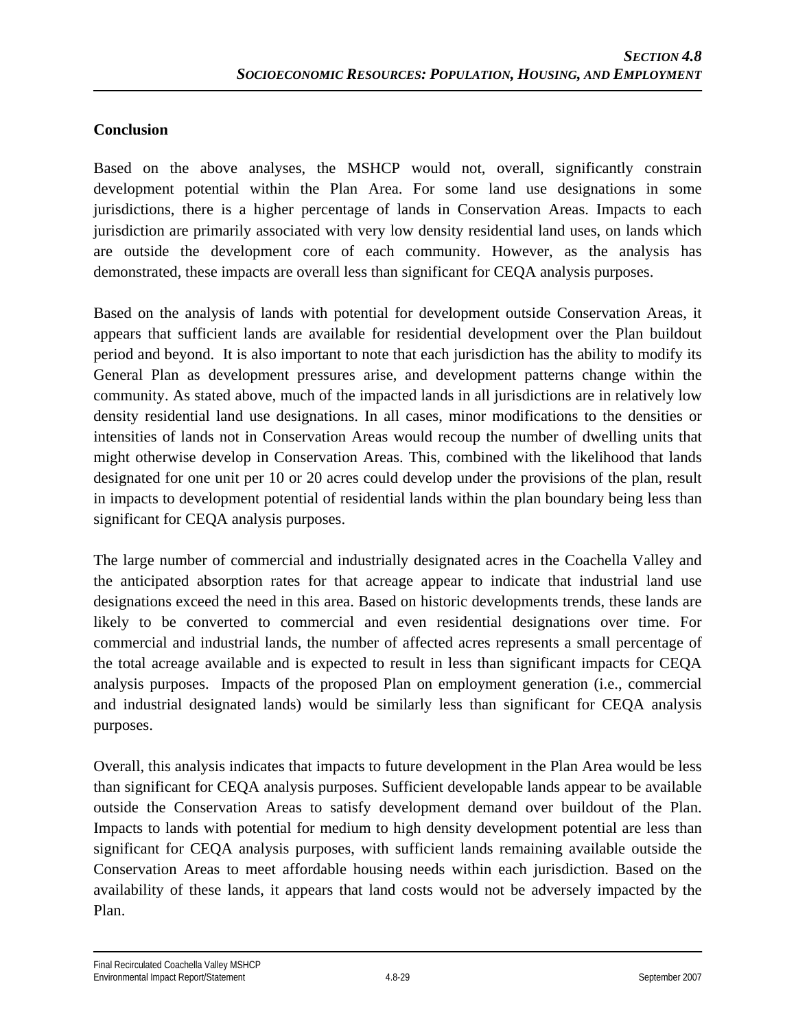## Conclusion

Based on the above analyses, the MSHCP would not, overall, significantly constrain development potential within the Plan Area. For some land use designations in some jurisdictions, there is a higher percentage of lands in Conservation Areas. Impacts to each jurisdiction are primarily associated with very low density residential land uses, on lands which are outside the development core of each community. However, as the analysis has demonstrated, these impacts are overall less than significant for CEQA analysis purposes.

Based on the analysis of lands with potential for development outside Conservation Areas, it appears that sufficient lands are available for residential development over the Plan buildout period and beyond. It is also important to note that each jurisdiction has the ability to modify its General Plan as development pressures arise, and development patterns change within the community. As stated above, much of the impacted lands in all jurisdictions are in relatively low density residential land use designations. In all cases, minor modifications to the densities or intensities of lands not in Conservation Areas would recoup the number of dwelling units that might otherwise develop in Conservation Areas. This, combined with the likelihood that lands designated for one unit per 10 or 20 acres could develop under the provisions of the plan, result in impacts to development potential of residential lands within the plan boundary being less than significant for CEQA analysis purposes.

The large number of commercial and industrially designated acres in the Coachella Valley and the anticipated absorption rates for that acreage appear to indicate that industrial land use designations exceed the need in this area. Based on historic developments trends, these lands are likely to be converted to commercial and even residential designations over time. For commercial and industrial lands, the number of affected acres represents a small percentage of the total acreage available and is expected to result in less than significant impacts for CEQA analysis purposes. Impacts of the proposed Plan on employment generation (i.e., commercial and industrial designated lands) would be similarly less than significant for CEQA analysis purposes.

Overall, this analysis indicates that impacts to future development in the Plan Area would be less than significant for CEQA analysis purposes. Sufficient developable lands appear to be available outside the Conservation Areas to satisfy development demand over buildout of the Plan. Impacts to lands with potential for medium to high density development potential are less than significant for CEQA analysis purposes, with sufficient lands remaining available outside the Conservation Areas to meet affordable housing needs within each jurisdiction. Based on the availability of these lands, it appears that land costs would not be adversely impacted by the Plan.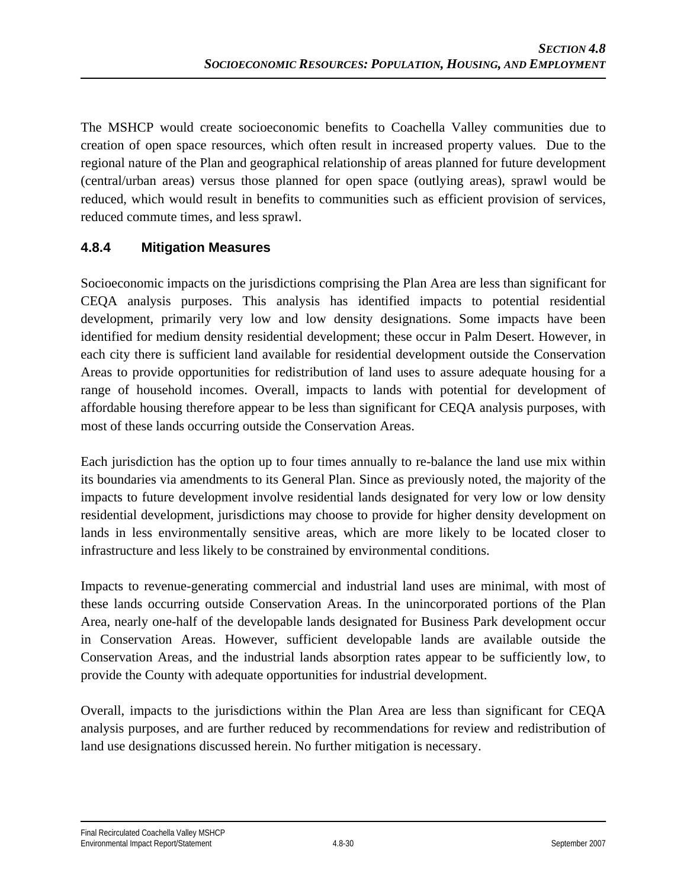The MSHCP would create socioeconomic benefits to Coachella Valley communities due to creation of open space resources, which often result in increased property values. Due to the regional nature of the Plan and geographical relationship of areas planned for future development (central/urban areas) versus those planned for open space (outlying areas), sprawl would be reduced, which would result in benefits to communities such as efficient provision of services, reduced commute times, and less sprawl.

### 4.8.4 Mitigation Measures

Socioeconomic impacts on the jurisdictions comprising the Plan Area are less than significant for CEQA analysis purposes. This analysis has identified impacts to potential residential development, primarily very low and low density designations. Some impacts have been identified for medium density residential development; these occur in Palm Desert. However, in each city there is sufficient land available for residential development outside the Conservation Areas to provide opportunities for redistribution of land uses to assure adequate housing for a range of household incomes. Overall, impacts to lands with potential for development of affordable housing therefore appear to be less than significant for CEQA analysis purposes, with most of these lands occurring outside the Conservation Areas.

Each jurisdiction has the option up to four times annually to re-balance the land use mix within its boundaries via amendments to its General Plan. Since as previously noted, the majority of the impacts to future development involve residential lands designated for very low or low density residential development, jurisdictions may choose to provide for higher density development on lands in less environmentally sensitive areas, which are more likely to be located closer to infrastructure and less likely to be constrained by environmental conditions.

Impacts to revenue-generating commercial and industrial land uses are minimal, with most of these lands occurring outside Conservation Areas. In the unincorporated portions of the Plan Area, nearly one-half of the developable lands designated for Business Park development occur in Conservation Areas. However, sufficient developable lands are available outside the Conservation Areas, and the industrial lands absorption rates appear to be sufficiently low, to provide the County with adequate opportunities for industrial development.

Overall, impacts to the jurisdictions within the Plan Area are less than significant for CEQA analysis purposes, and are further reduced by recommendations for review and redistribution of land use designations discussed herein. No further mitigation is necessary.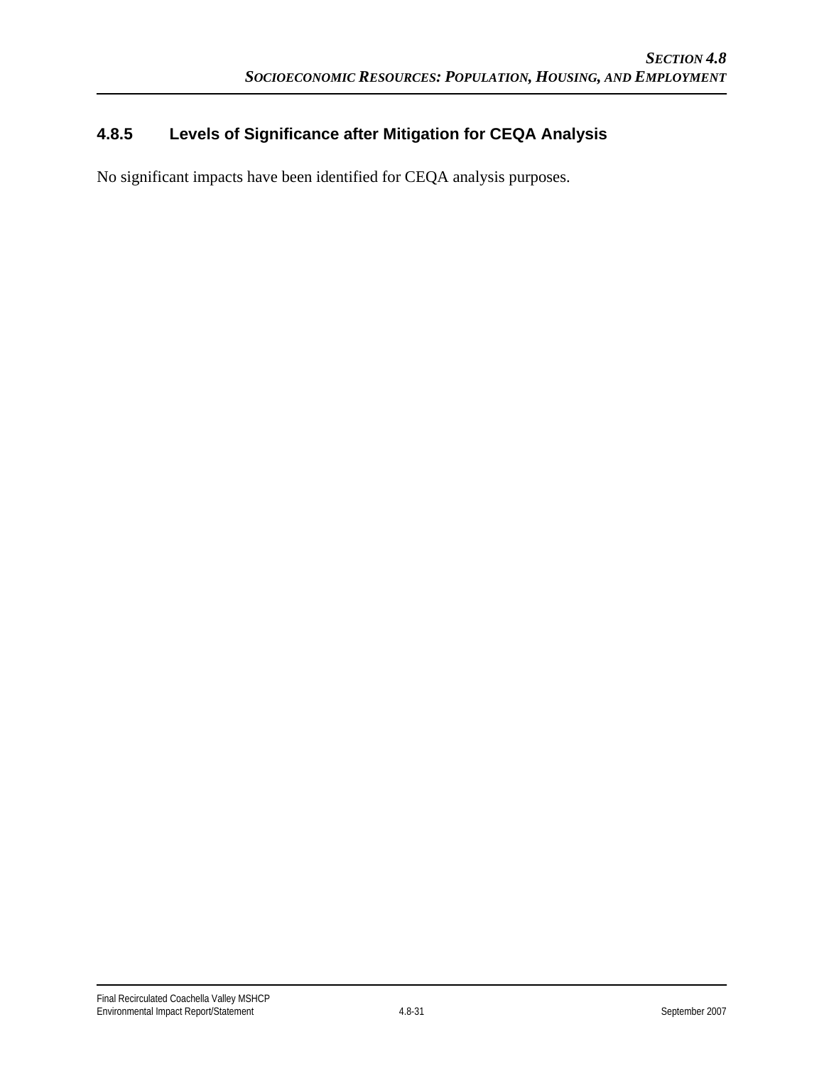### 4.8.5 Levels of Significance after Mitigation for CEQA Analysis

No significant impacts have been identified for CEQA analysis purposes.